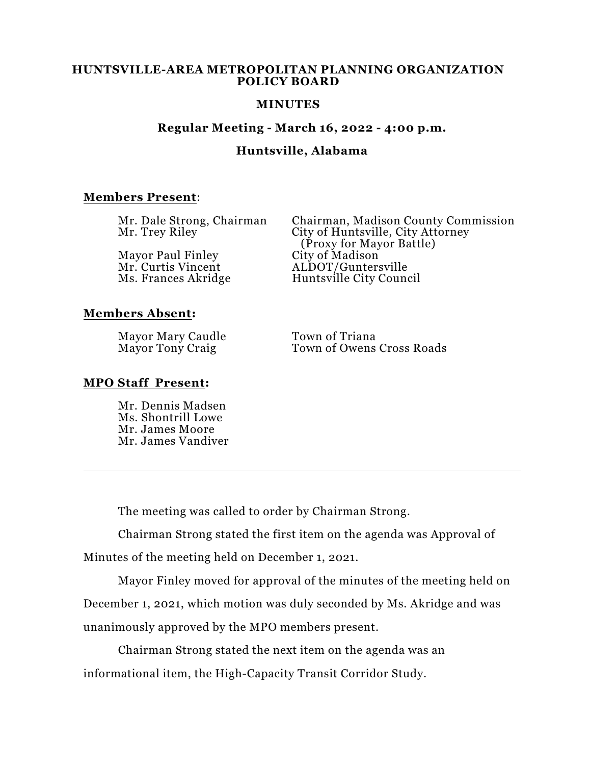# HUNTSVILLE-AREA METROPOLITAN PLANNING ORGANIZATION POLICY BOARD

## MINUTES

### Regular Meeting - March 16, 2022 - 4:00 p.m.

### Huntsville, Alabama

**Members Present**:

| | |
|---|---|
| Mr. Dale Strong, Chairman | Chairman, Madison County Commission |
| Mr. Trey Riley | City of Huntsville, City Attorney (Proxy for Mayor Battle) |
| Mayor Paul Finley | City of Madison |
| Mr. Curtis Vincent | ALDOT/Guntersville |
| Ms. Frances Akridge | Huntsville City Council |

**Members Absent:**

| | |
|---|---|
| Mayor Mary Caudle | Town of Triana |
| Mayor Tony Craig | Town of Owens Cross Roads |

**MPO Staff Present:**

Mr. Dennis Madsen
Ms. Shontrill Lowe
Mr. James Moore
Mr. James Vandiver

---

The meeting was called to order by Chairman Strong.

Chairman Strong stated the first item on the agenda was Approval of Minutes of the meeting held on December 1, 2021.

Mayor Finley moved for approval of the minutes of the meeting held on December 1, 2021, which motion was duly seconded by Ms. Akridge and was unanimously approved by the MPO members present.

Chairman Strong stated the next item on the agenda was an informational item, the High-Capacity Transit Corridor Study.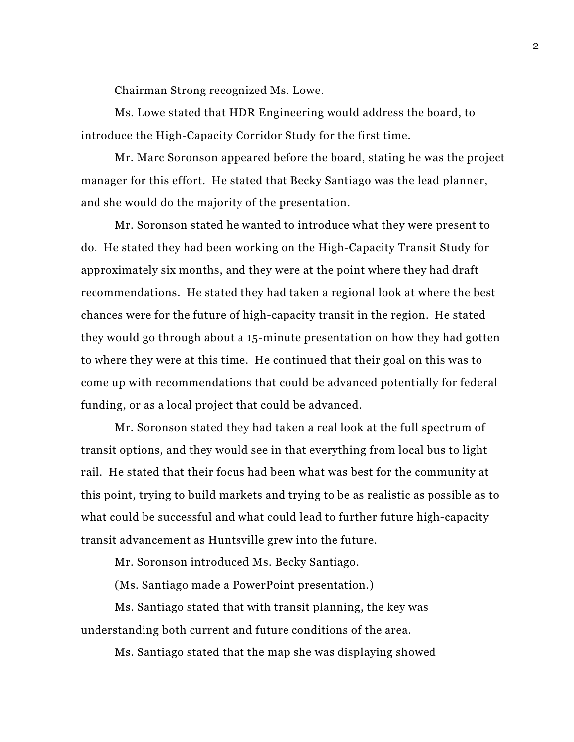Chairman Strong recognized Ms. Lowe.

Ms. Lowe stated that HDR Engineering would address the board, to introduce the High-Capacity Corridor Study for the first time.

Mr. Marc Soronson appeared before the board, stating he was the project manager for this effort. He stated that Becky Santiago was the lead planner, and she would do the majority of the presentation.

Mr. Soronson stated he wanted to introduce what they were present to do. He stated they had been working on the High-Capacity Transit Study for approximately six months, and they were at the point where they had draft recommendations. He stated they had taken a regional look at where the best chances were for the future of high-capacity transit in the region. He stated they would go through about a 15-minute presentation on how they had gotten to where they were at this time. He continued that their goal on this was to come up with recommendations that could be advanced potentially for federal funding, or as a local project that could be advanced.

Mr. Soronson stated they had taken a real look at the full spectrum of transit options, and they would see in that everything from local bus to light rail. He stated that their focus had been what was best for the community at this point, trying to build markets and trying to be as realistic as possible as to what could be successful and what could lead to further future high-capacity transit advancement as Huntsville grew into the future.

Mr. Soronson introduced Ms. Becky Santiago.

(Ms. Santiago made a PowerPoint presentation.)

Ms. Santiago stated that with transit planning, the key was understanding both current and future conditions of the area.

Ms. Santiago stated that the map she was displaying showed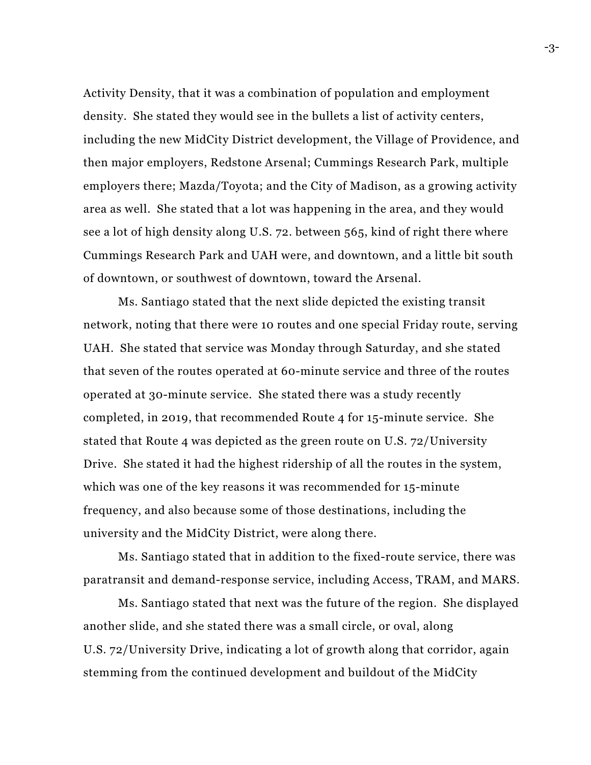Activity Density, that it was a combination of population and employment density. She stated they would see in the bullets a list of activity centers, including the new MidCity District development, the Village of Providence, and then major employers, Redstone Arsenal; Cummings Research Park, multiple employers there; Mazda/Toyota; and the City of Madison, as a growing activity area as well. She stated that a lot was happening in the area, and they would see a lot of high density along U.S. 72. between 565, kind of right there where Cummings Research Park and UAH were, and downtown, and a little bit south of downtown, or southwest of downtown, toward the Arsenal.

Ms. Santiago stated that the next slide depicted the existing transit network, noting that there were 10 routes and one special Friday route, serving UAH. She stated that service was Monday through Saturday, and she stated that seven of the routes operated at 60-minute service and three of the routes operated at 30-minute service. She stated there was a study recently completed, in 2019, that recommended Route 4 for 15-minute service. She stated that Route 4 was depicted as the green route on U.S. 72/University Drive. She stated it had the highest ridership of all the routes in the system, which was one of the key reasons it was recommended for 15-minute frequency, and also because some of those destinations, including the university and the MidCity District, were along there.

Ms. Santiago stated that in addition to the fixed-route service, there was paratransit and demand-response service, including Access, TRAM, and MARS.

Ms. Santiago stated that next was the future of the region. She displayed another slide, and she stated there was a small circle, or oval, along U.S. 72/University Drive, indicating a lot of growth along that corridor, again stemming from the continued development and buildout of the MidCity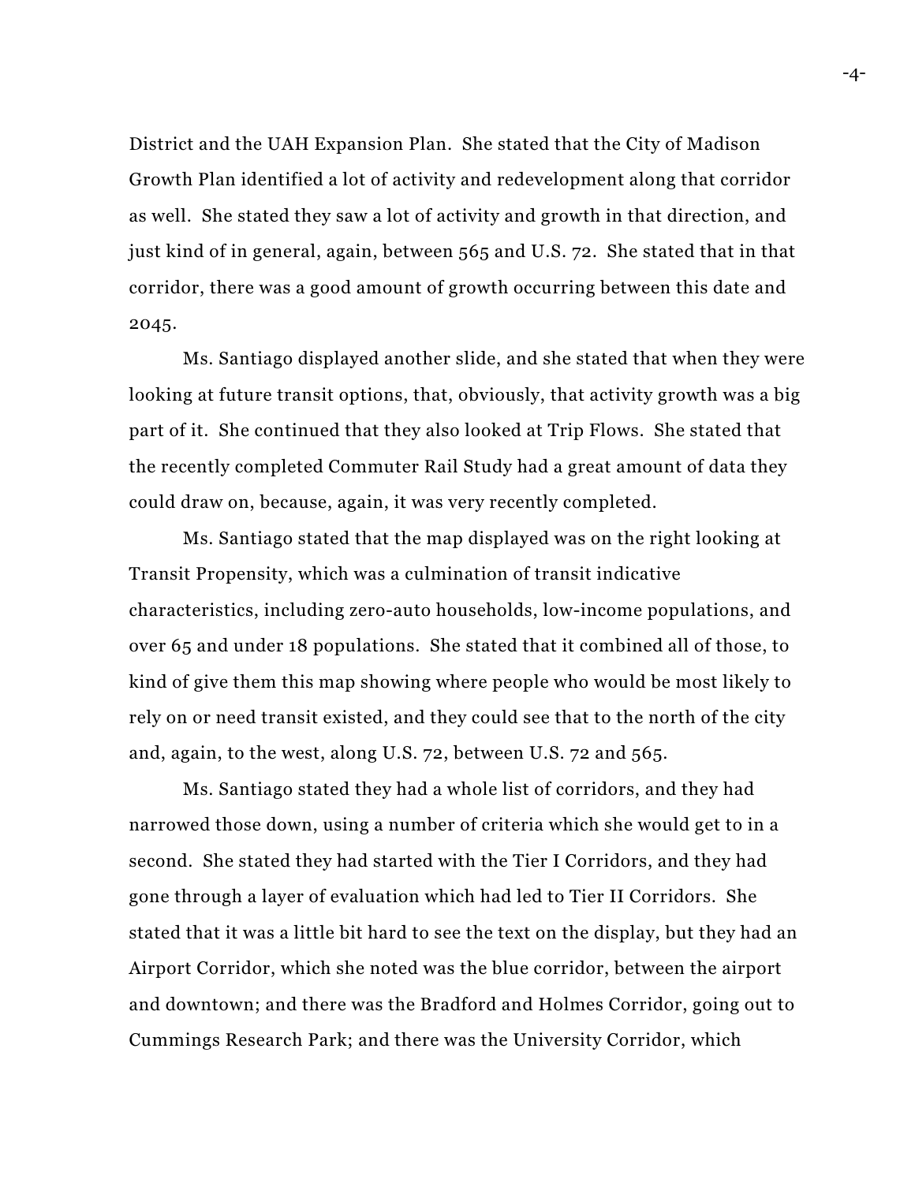District and the UAH Expansion Plan. She stated that the City of Madison Growth Plan identified a lot of activity and redevelopment along that corridor as well. She stated they saw a lot of activity and growth in that direction, and just kind of in general, again, between 565 and U.S. 72. She stated that in that corridor, there was a good amount of growth occurring between this date and 2045.

Ms. Santiago displayed another slide, and she stated that when they were looking at future transit options, that, obviously, that activity growth was a big part of it. She continued that they also looked at Trip Flows. She stated that the recently completed Commuter Rail Study had a great amount of data they could draw on, because, again, it was very recently completed.

Ms. Santiago stated that the map displayed was on the right looking at Transit Propensity, which was a culmination of transit indicative characteristics, including zero-auto households, low-income populations, and over 65 and under 18 populations. She stated that it combined all of those, to kind of give them this map showing where people who would be most likely to rely on or need transit existed, and they could see that to the north of the city and, again, to the west, along U.S. 72, between U.S. 72 and 565.

Ms. Santiago stated they had a whole list of corridors, and they had narrowed those down, using a number of criteria which she would get to in a second. She stated they had started with the Tier I Corridors, and they had gone through a layer of evaluation which had led to Tier II Corridors. She stated that it was a little bit hard to see the text on the display, but they had an Airport Corridor, which she noted was the blue corridor, between the airport and downtown; and there was the Bradford and Holmes Corridor, going out to Cummings Research Park; and there was the University Corridor, which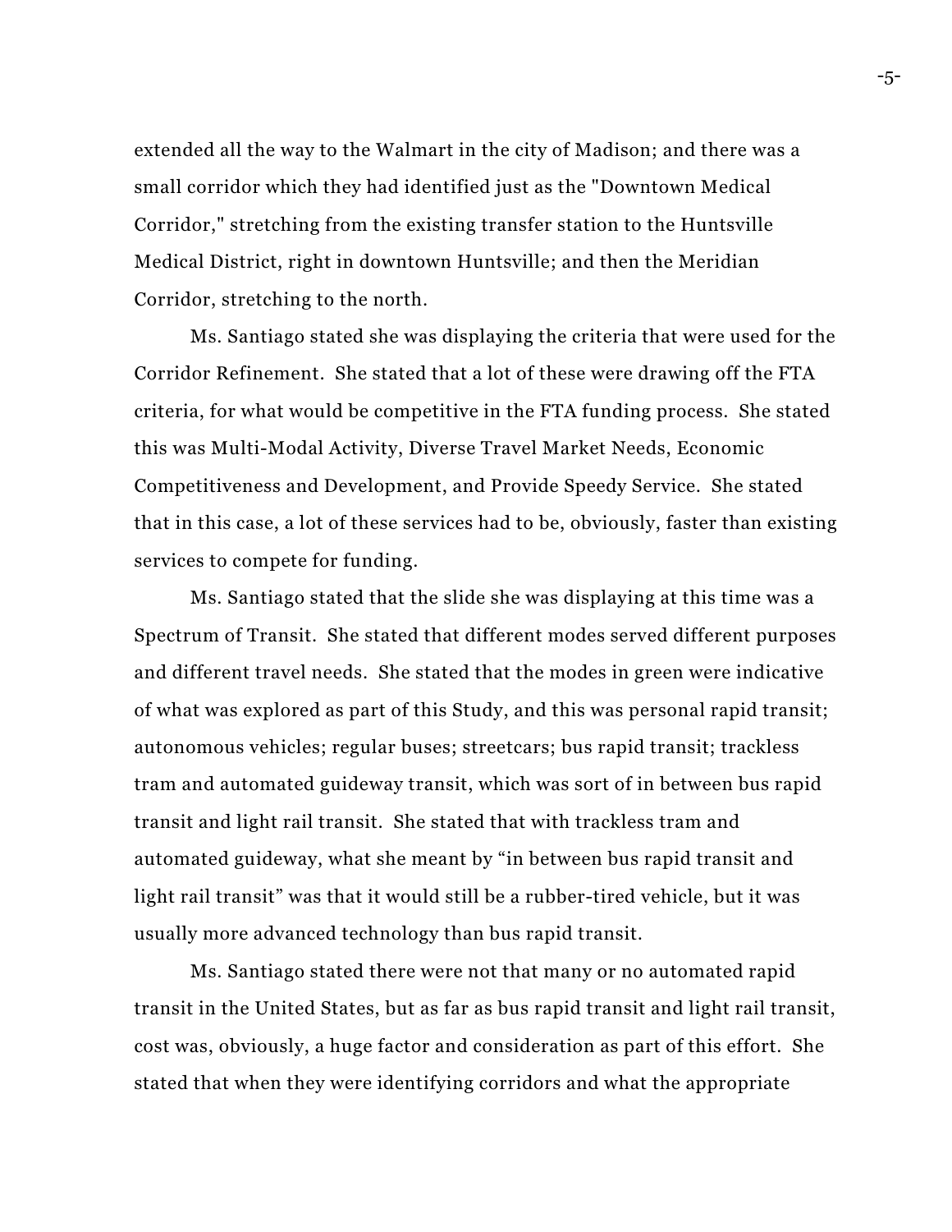extended all the way to the Walmart in the city of Madison; and there was a small corridor which they had identified just as the "Downtown Medical Corridor," stretching from the existing transfer station to the Huntsville Medical District, right in downtown Huntsville; and then the Meridian Corridor, stretching to the north.

Ms. Santiago stated she was displaying the criteria that were used for the Corridor Refinement. She stated that a lot of these were drawing off the FTA criteria, for what would be competitive in the FTA funding process. She stated this was Multi-Modal Activity, Diverse Travel Market Needs, Economic Competitiveness and Development, and Provide Speedy Service. She stated that in this case, a lot of these services had to be, obviously, faster than existing services to compete for funding.

Ms. Santiago stated that the slide she was displaying at this time was a Spectrum of Transit. She stated that different modes served different purposes and different travel needs. She stated that the modes in green were indicative of what was explored as part of this Study, and this was personal rapid transit; autonomous vehicles; regular buses; streetcars; bus rapid transit; trackless tram and automated guideway transit, which was sort of in between bus rapid transit and light rail transit. She stated that with trackless tram and automated guideway, what she meant by "in between bus rapid transit and light rail transit" was that it would still be a rubber-tired vehicle, but it was usually more advanced technology than bus rapid transit.

Ms. Santiago stated there were not that many or no automated rapid transit in the United States, but as far as bus rapid transit and light rail transit, cost was, obviously, a huge factor and consideration as part of this effort. She stated that when they were identifying corridors and what the appropriate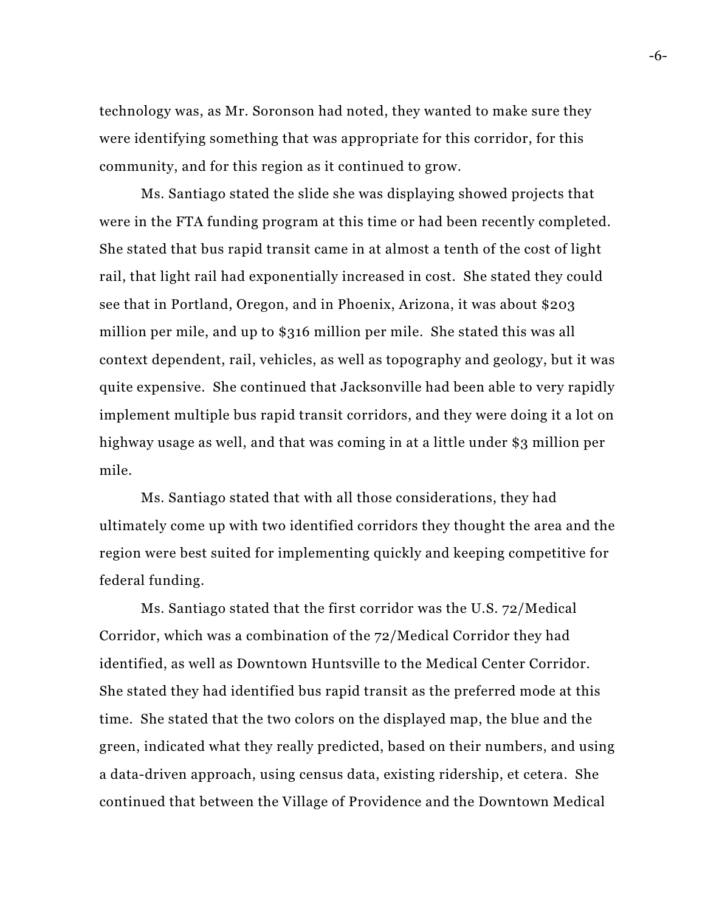technology was, as Mr. Soronson had noted, they wanted to make sure they were identifying something that was appropriate for this corridor, for this community, and for this region as it continued to grow.

Ms. Santiago stated the slide she was displaying showed projects that were in the FTA funding program at this time or had been recently completed. She stated that bus rapid transit came in at almost a tenth of the cost of light rail, that light rail had exponentially increased in cost. She stated they could see that in Portland, Oregon, and in Phoenix, Arizona, it was about $203 million per mile, and up to $316 million per mile. She stated this was all context dependent, rail, vehicles, as well as topography and geology, but it was quite expensive. She continued that Jacksonville had been able to very rapidly implement multiple bus rapid transit corridors, and they were doing it a lot on highway usage as well, and that was coming in at a little under $3 million per mile.

Ms. Santiago stated that with all those considerations, they had ultimately come up with two identified corridors they thought the area and the region were best suited for implementing quickly and keeping competitive for federal funding.

Ms. Santiago stated that the first corridor was the U.S. 72/Medical Corridor, which was a combination of the 72/Medical Corridor they had identified, as well as Downtown Huntsville to the Medical Center Corridor. She stated they had identified bus rapid transit as the preferred mode at this time. She stated that the two colors on the displayed map, the blue and the green, indicated what they really predicted, based on their numbers, and using a data-driven approach, using census data, existing ridership, et cetera. She continued that between the Village of Providence and the Downtown Medical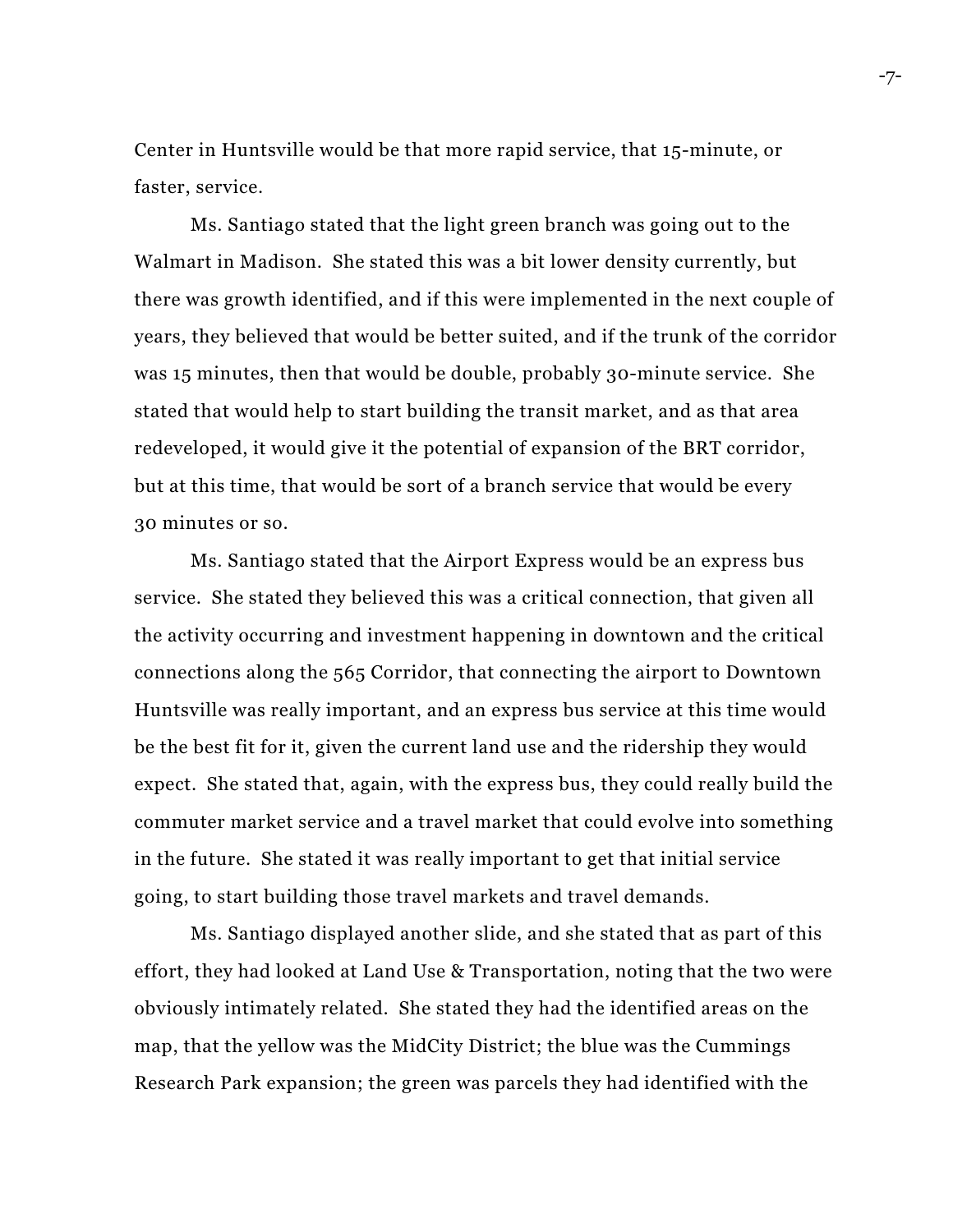Center in Huntsville would be that more rapid service, that 15-minute, or faster, service.

Ms. Santiago stated that the light green branch was going out to the Walmart in Madison. She stated this was a bit lower density currently, but there was growth identified, and if this were implemented in the next couple of years, they believed that would be better suited, and if the trunk of the corridor was 15 minutes, then that would be double, probably 30-minute service. She stated that would help to start building the transit market, and as that area redeveloped, it would give it the potential of expansion of the BRT corridor, but at this time, that would be sort of a branch service that would be every 30 minutes or so.

Ms. Santiago stated that the Airport Express would be an express bus service. She stated they believed this was a critical connection, that given all the activity occurring and investment happening in downtown and the critical connections along the 565 Corridor, that connecting the airport to Downtown Huntsville was really important, and an express bus service at this time would be the best fit for it, given the current land use and the ridership they would expect. She stated that, again, with the express bus, they could really build the commuter market service and a travel market that could evolve into something in the future. She stated it was really important to get that initial service going, to start building those travel markets and travel demands.

Ms. Santiago displayed another slide, and she stated that as part of this effort, they had looked at Land Use & Transportation, noting that the two were obviously intimately related. She stated they had the identified areas on the map, that the yellow was the MidCity District; the blue was the Cummings Research Park expansion; the green was parcels they had identified with the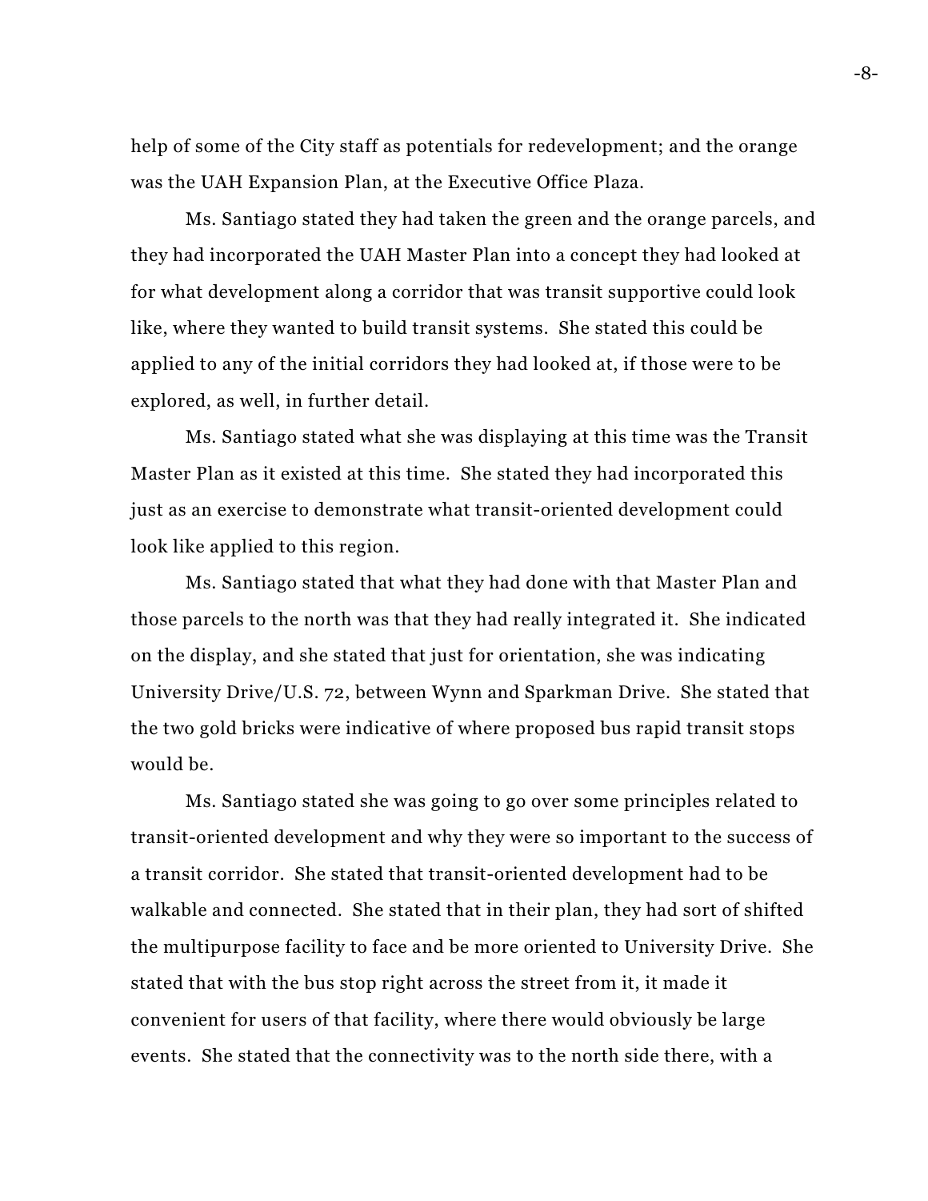help of some of the City staff as potentials for redevelopment; and the orange was the UAH Expansion Plan, at the Executive Office Plaza.

Ms. Santiago stated they had taken the green and the orange parcels, and they had incorporated the UAH Master Plan into a concept they had looked at for what development along a corridor that was transit supportive could look like, where they wanted to build transit systems. She stated this could be applied to any of the initial corridors they had looked at, if those were to be explored, as well, in further detail.

Ms. Santiago stated what she was displaying at this time was the Transit Master Plan as it existed at this time. She stated they had incorporated this just as an exercise to demonstrate what transit-oriented development could look like applied to this region.

Ms. Santiago stated that what they had done with that Master Plan and those parcels to the north was that they had really integrated it. She indicated on the display, and she stated that just for orientation, she was indicating University Drive/U.S. 72, between Wynn and Sparkman Drive. She stated that the two gold bricks were indicative of where proposed bus rapid transit stops would be.

Ms. Santiago stated she was going to go over some principles related to transit-oriented development and why they were so important to the success of a transit corridor. She stated that transit-oriented development had to be walkable and connected. She stated that in their plan, they had sort of shifted the multipurpose facility to face and be more oriented to University Drive. She stated that with the bus stop right across the street from it, it made it convenient for users of that facility, where there would obviously be large events. She stated that the connectivity was to the north side there, with a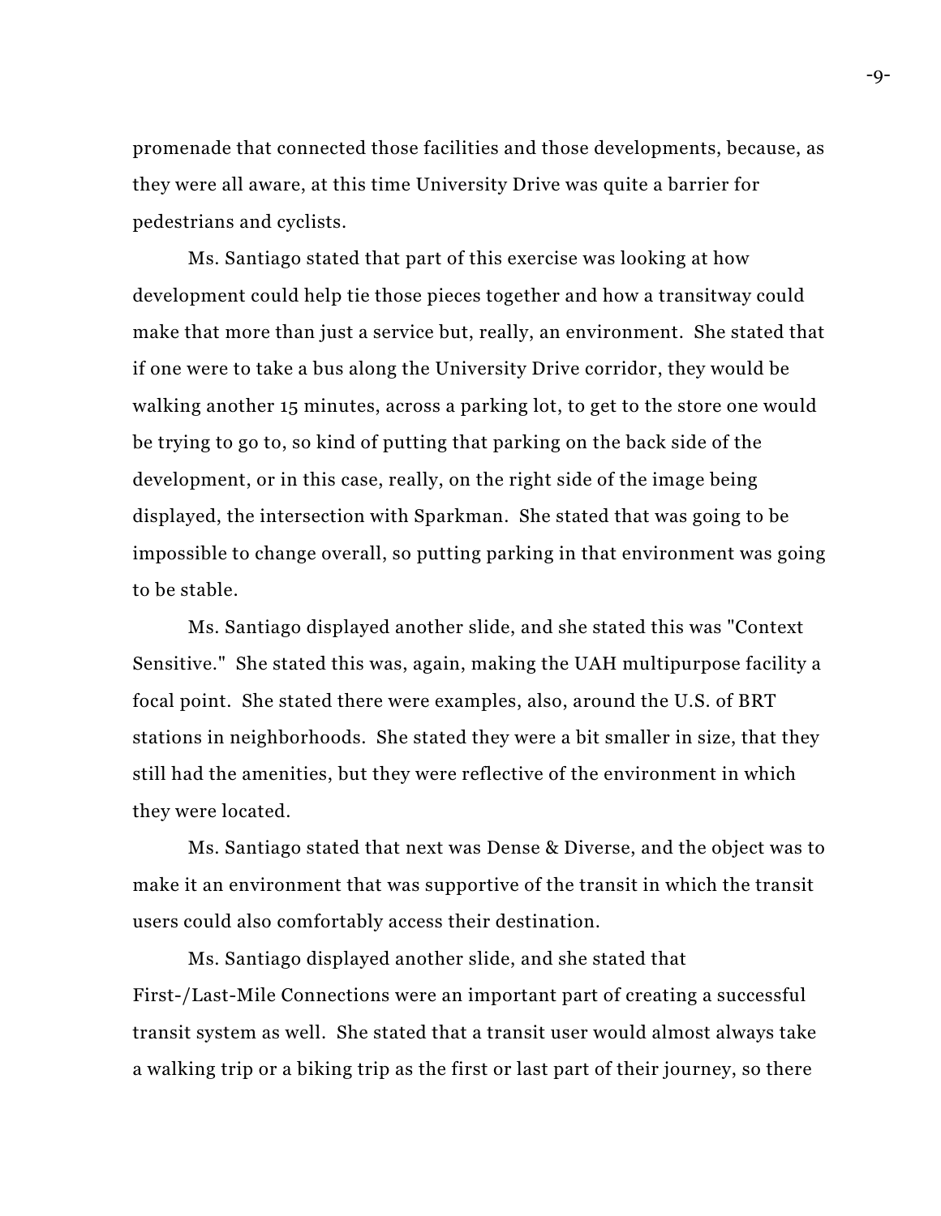promenade that connected those facilities and those developments, because, as they were all aware, at this time University Drive was quite a barrier for pedestrians and cyclists.

Ms. Santiago stated that part of this exercise was looking at how development could help tie those pieces together and how a transitway could make that more than just a service but, really, an environment. She stated that if one were to take a bus along the University Drive corridor, they would be walking another 15 minutes, across a parking lot, to get to the store one would be trying to go to, so kind of putting that parking on the back side of the development, or in this case, really, on the right side of the image being displayed, the intersection with Sparkman. She stated that was going to be impossible to change overall, so putting parking in that environment was going to be stable.

Ms. Santiago displayed another slide, and she stated this was "Context Sensitive." She stated this was, again, making the UAH multipurpose facility a focal point. She stated there were examples, also, around the U.S. of BRT stations in neighborhoods. She stated they were a bit smaller in size, that they still had the amenities, but they were reflective of the environment in which they were located.

Ms. Santiago stated that next was Dense & Diverse, and the object was to make it an environment that was supportive of the transit in which the transit users could also comfortably access their destination.

Ms. Santiago displayed another slide, and she stated that First-/Last-Mile Connections were an important part of creating a successful transit system as well. She stated that a transit user would almost always take a walking trip or a biking trip as the first or last part of their journey, so there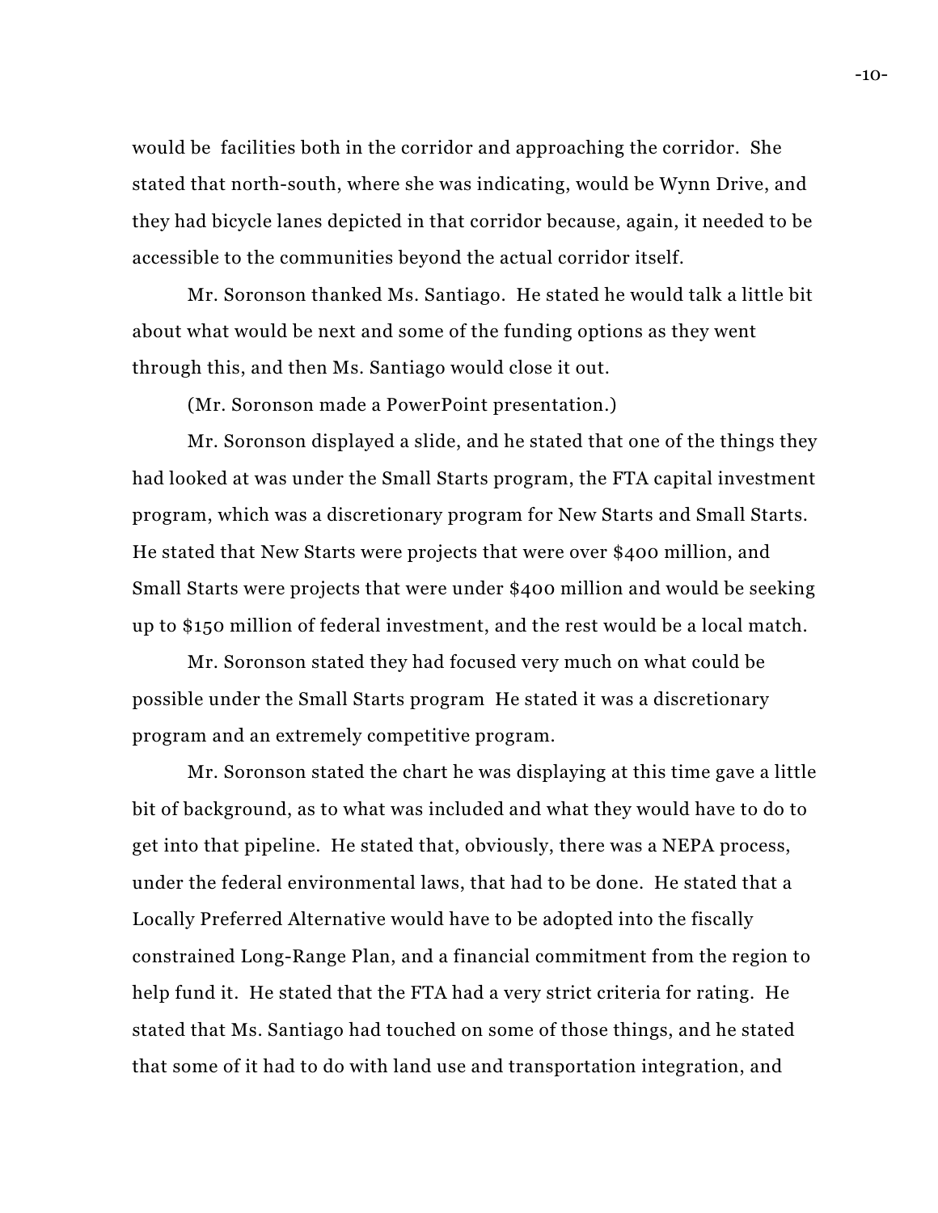would be facilities both in the corridor and approaching the corridor. She stated that north-south, where she was indicating, would be Wynn Drive, and they had bicycle lanes depicted in that corridor because, again, it needed to be accessible to the communities beyond the actual corridor itself.

Mr. Soronson thanked Ms. Santiago. He stated he would talk a little bit about what would be next and some of the funding options as they went through this, and then Ms. Santiago would close it out.

(Mr. Soronson made a PowerPoint presentation.)

Mr. Soronson displayed a slide, and he stated that one of the things they had looked at was under the Small Starts program, the FTA capital investment program, which was a discretionary program for New Starts and Small Starts. He stated that New Starts were projects that were over $400 million, and Small Starts were projects that were under $400 million and would be seeking up to $150 million of federal investment, and the rest would be a local match.

Mr. Soronson stated they had focused very much on what could be possible under the Small Starts program He stated it was a discretionary program and an extremely competitive program.

Mr. Soronson stated the chart he was displaying at this time gave a little bit of background, as to what was included and what they would have to do to get into that pipeline. He stated that, obviously, there was a NEPA process, under the federal environmental laws, that had to be done. He stated that a Locally Preferred Alternative would have to be adopted into the fiscally constrained Long-Range Plan, and a financial commitment from the region to help fund it. He stated that the FTA had a very strict criteria for rating. He stated that Ms. Santiago had touched on some of those things, and he stated that some of it had to do with land use and transportation integration, and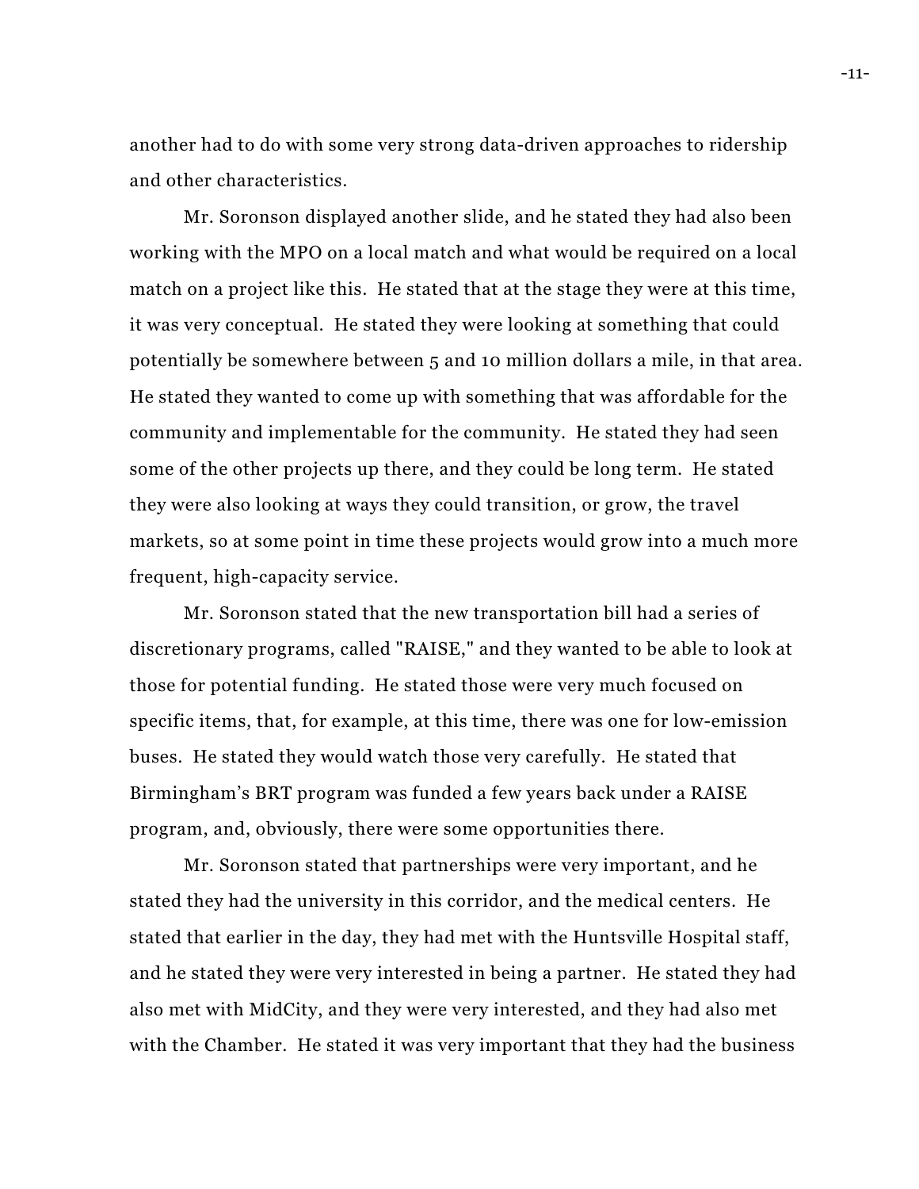another had to do with some very strong data-driven approaches to ridership and other characteristics.

Mr. Soronson displayed another slide, and he stated they had also been working with the MPO on a local match and what would be required on a local match on a project like this. He stated that at the stage they were at this time, it was very conceptual. He stated they were looking at something that could potentially be somewhere between 5 and 10 million dollars a mile, in that area. He stated they wanted to come up with something that was affordable for the community and implementable for the community. He stated they had seen some of the other projects up there, and they could be long term. He stated they were also looking at ways they could transition, or grow, the travel markets, so at some point in time these projects would grow into a much more frequent, high-capacity service.

Mr. Soronson stated that the new transportation bill had a series of discretionary programs, called "RAISE," and they wanted to be able to look at those for potential funding. He stated those were very much focused on specific items, that, for example, at this time, there was one for low-emission buses. He stated they would watch those very carefully. He stated that Birmingham's BRT program was funded a few years back under a RAISE program, and, obviously, there were some opportunities there.

Mr. Soronson stated that partnerships were very important, and he stated they had the university in this corridor, and the medical centers. He stated that earlier in the day, they had met with the Huntsville Hospital staff, and he stated they were very interested in being a partner. He stated they had also met with MidCity, and they were very interested, and they had also met with the Chamber. He stated it was very important that they had the business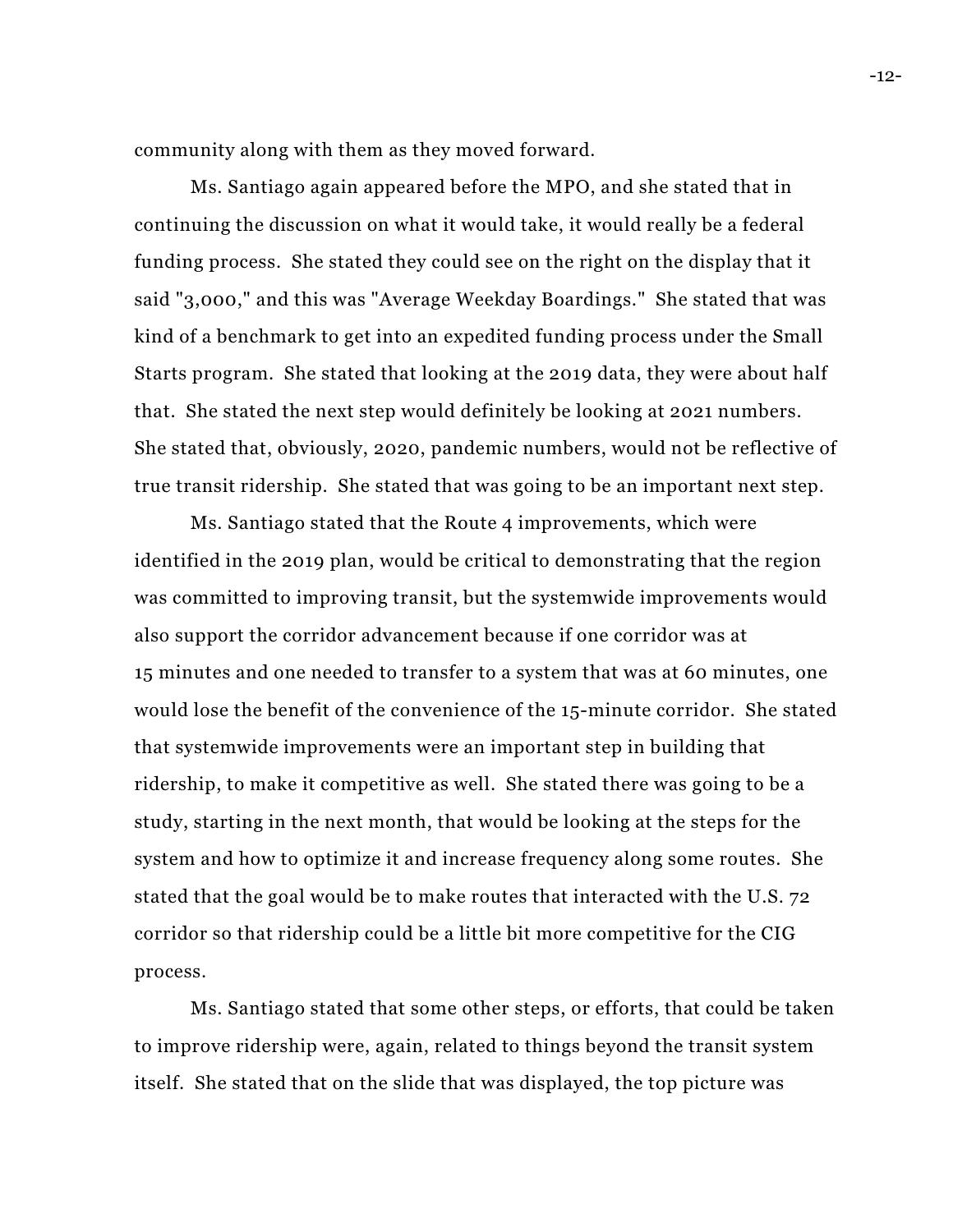community along with them as they moved forward.

Ms. Santiago again appeared before the MPO, and she stated that in continuing the discussion on what it would take, it would really be a federal funding process. She stated they could see on the right on the display that it said "3,000," and this was "Average Weekday Boardings." She stated that was kind of a benchmark to get into an expedited funding process under the Small Starts program. She stated that looking at the 2019 data, they were about half that. She stated the next step would definitely be looking at 2021 numbers. She stated that, obviously, 2020, pandemic numbers, would not be reflective of true transit ridership. She stated that was going to be an important next step.

Ms. Santiago stated that the Route 4 improvements, which were identified in the 2019 plan, would be critical to demonstrating that the region was committed to improving transit, but the systemwide improvements would also support the corridor advancement because if one corridor was at 15 minutes and one needed to transfer to a system that was at 60 minutes, one would lose the benefit of the convenience of the 15-minute corridor. She stated that systemwide improvements were an important step in building that ridership, to make it competitive as well. She stated there was going to be a study, starting in the next month, that would be looking at the steps for the system and how to optimize it and increase frequency along some routes. She stated that the goal would be to make routes that interacted with the U.S. 72 corridor so that ridership could be a little bit more competitive for the CIG process.

Ms. Santiago stated that some other steps, or efforts, that could be taken to improve ridership were, again, related to things beyond the transit system itself. She stated that on the slide that was displayed, the top picture was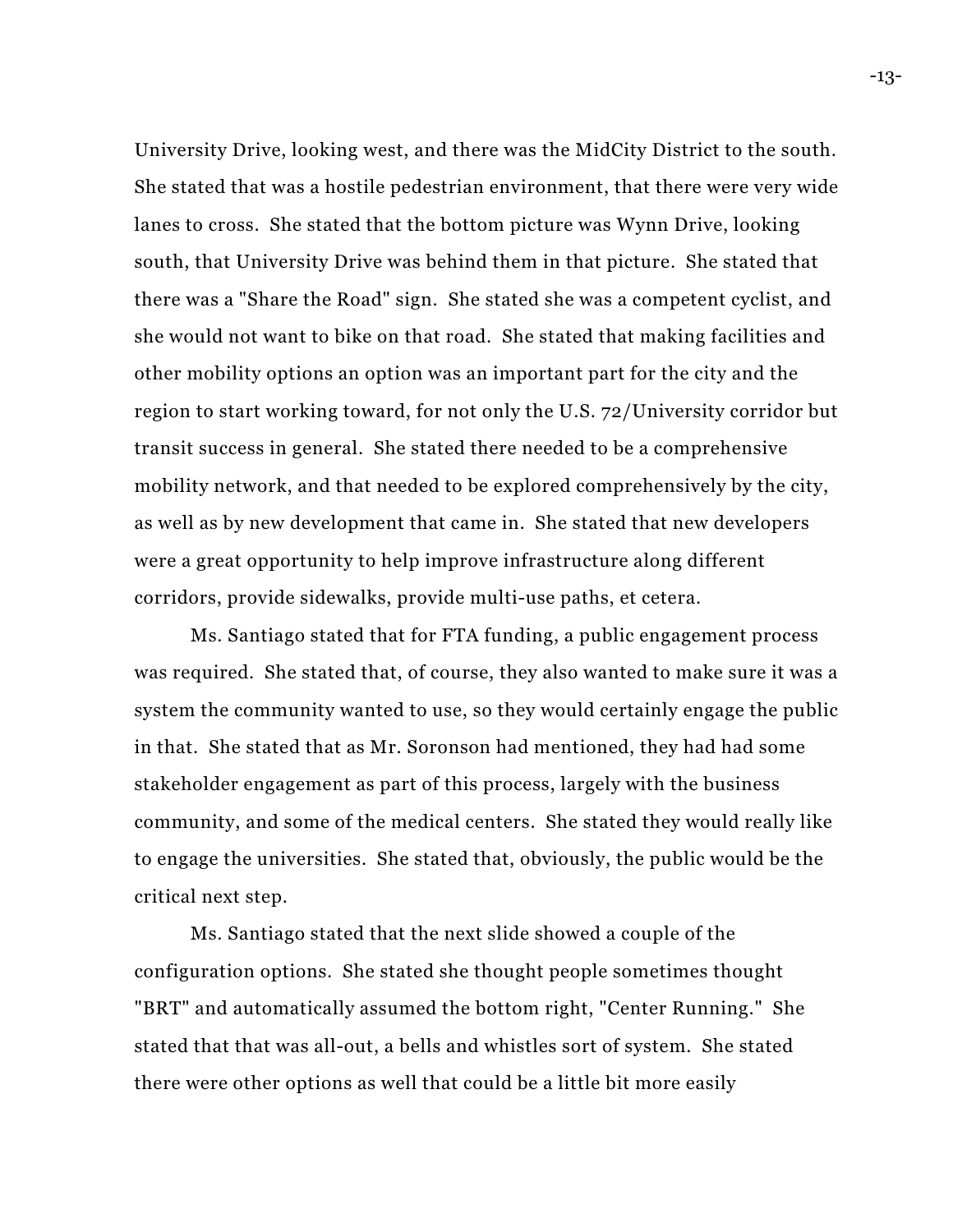University Drive, looking west, and there was the MidCity District to the south. She stated that was a hostile pedestrian environment, that there were very wide lanes to cross. She stated that the bottom picture was Wynn Drive, looking south, that University Drive was behind them in that picture. She stated that there was a "Share the Road" sign. She stated she was a competent cyclist, and she would not want to bike on that road. She stated that making facilities and other mobility options an option was an important part for the city and the region to start working toward, for not only the U.S. 72/University corridor but transit success in general. She stated there needed to be a comprehensive mobility network, and that needed to be explored comprehensively by the city, as well as by new development that came in. She stated that new developers were a great opportunity to help improve infrastructure along different corridors, provide sidewalks, provide multi-use paths, et cetera.

Ms. Santiago stated that for FTA funding, a public engagement process was required. She stated that, of course, they also wanted to make sure it was a system the community wanted to use, so they would certainly engage the public in that. She stated that as Mr. Soronson had mentioned, they had had some stakeholder engagement as part of this process, largely with the business community, and some of the medical centers. She stated they would really like to engage the universities. She stated that, obviously, the public would be the critical next step.

Ms. Santiago stated that the next slide showed a couple of the configuration options. She stated she thought people sometimes thought "BRT" and automatically assumed the bottom right, "Center Running." She stated that that was all-out, a bells and whistles sort of system. She stated there were other options as well that could be a little bit more easily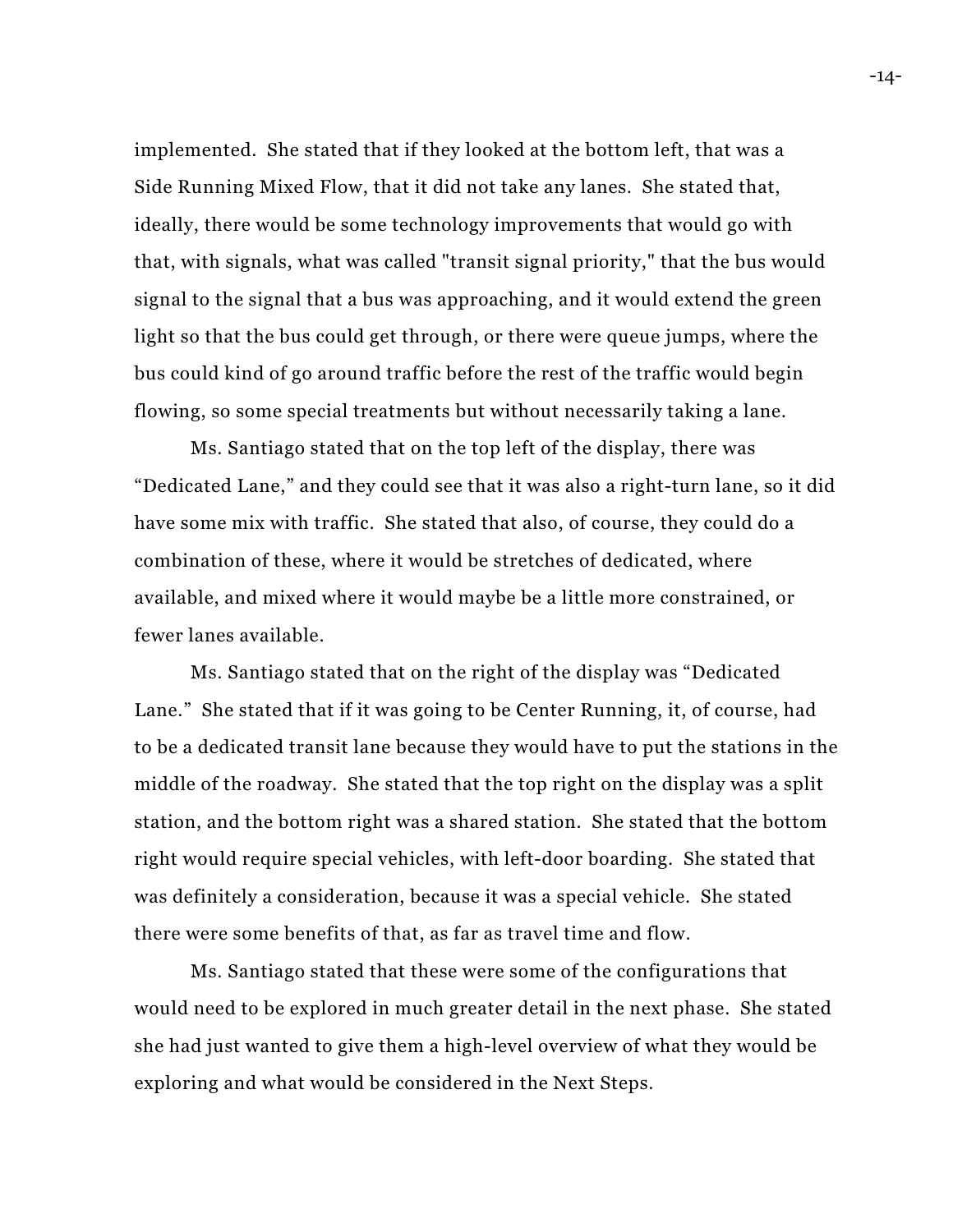implemented. She stated that if they looked at the bottom left, that was a Side Running Mixed Flow, that it did not take any lanes. She stated that, ideally, there would be some technology improvements that would go with that, with signals, what was called "transit signal priority," that the bus would signal to the signal that a bus was approaching, and it would extend the green light so that the bus could get through, or there were queue jumps, where the bus could kind of go around traffic before the rest of the traffic would begin flowing, so some special treatments but without necessarily taking a lane.

Ms. Santiago stated that on the top left of the display, there was "Dedicated Lane," and they could see that it was also a right-turn lane, so it did have some mix with traffic. She stated that also, of course, they could do a combination of these, where it would be stretches of dedicated, where available, and mixed where it would maybe be a little more constrained, or fewer lanes available.

Ms. Santiago stated that on the right of the display was "Dedicated Lane." She stated that if it was going to be Center Running, it, of course, had to be a dedicated transit lane because they would have to put the stations in the middle of the roadway. She stated that the top right on the display was a split station, and the bottom right was a shared station. She stated that the bottom right would require special vehicles, with left-door boarding. She stated that was definitely a consideration, because it was a special vehicle. She stated there were some benefits of that, as far as travel time and flow.

Ms. Santiago stated that these were some of the configurations that would need to be explored in much greater detail in the next phase. She stated she had just wanted to give them a high-level overview of what they would be exploring and what would be considered in the Next Steps.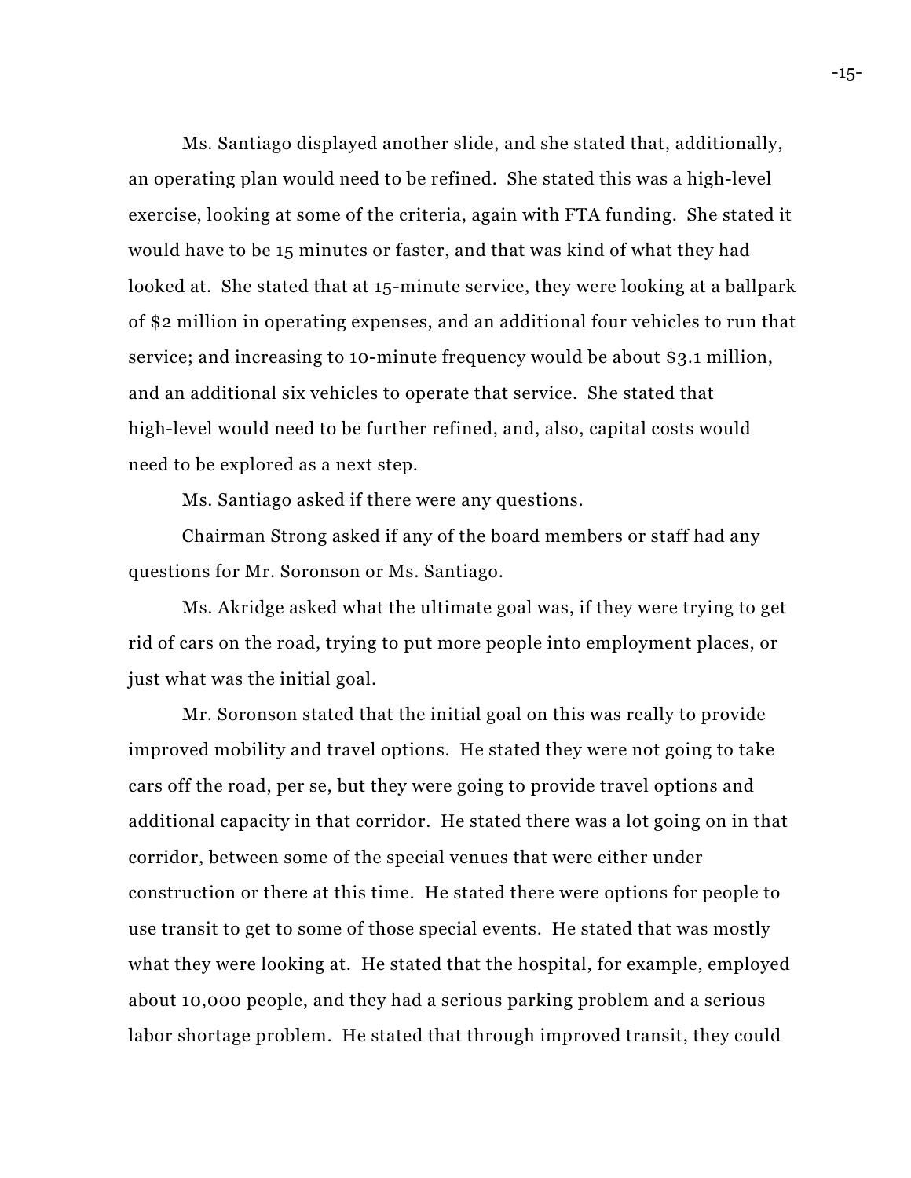Ms. Santiago displayed another slide, and she stated that, additionally, an operating plan would need to be refined. She stated this was a high-level exercise, looking at some of the criteria, again with FTA funding. She stated it would have to be 15 minutes or faster, and that was kind of what they had looked at. She stated that at 15-minute service, they were looking at a ballpark of $2 million in operating expenses, and an additional four vehicles to run that service; and increasing to 10-minute frequency would be about $3.1 million, and an additional six vehicles to operate that service. She stated that high-level would need to be further refined, and, also, capital costs would need to be explored as a next step.

Ms. Santiago asked if there were any questions.

Chairman Strong asked if any of the board members or staff had any questions for Mr. Soronson or Ms. Santiago.

Ms. Akridge asked what the ultimate goal was, if they were trying to get rid of cars on the road, trying to put more people into employment places, or just what was the initial goal.

Mr. Soronson stated that the initial goal on this was really to provide improved mobility and travel options. He stated they were not going to take cars off the road, per se, but they were going to provide travel options and additional capacity in that corridor. He stated there was a lot going on in that corridor, between some of the special venues that were either under construction or there at this time. He stated there were options for people to use transit to get to some of those special events. He stated that was mostly what they were looking at. He stated that the hospital, for example, employed about 10,000 people, and they had a serious parking problem and a serious labor shortage problem. He stated that through improved transit, they could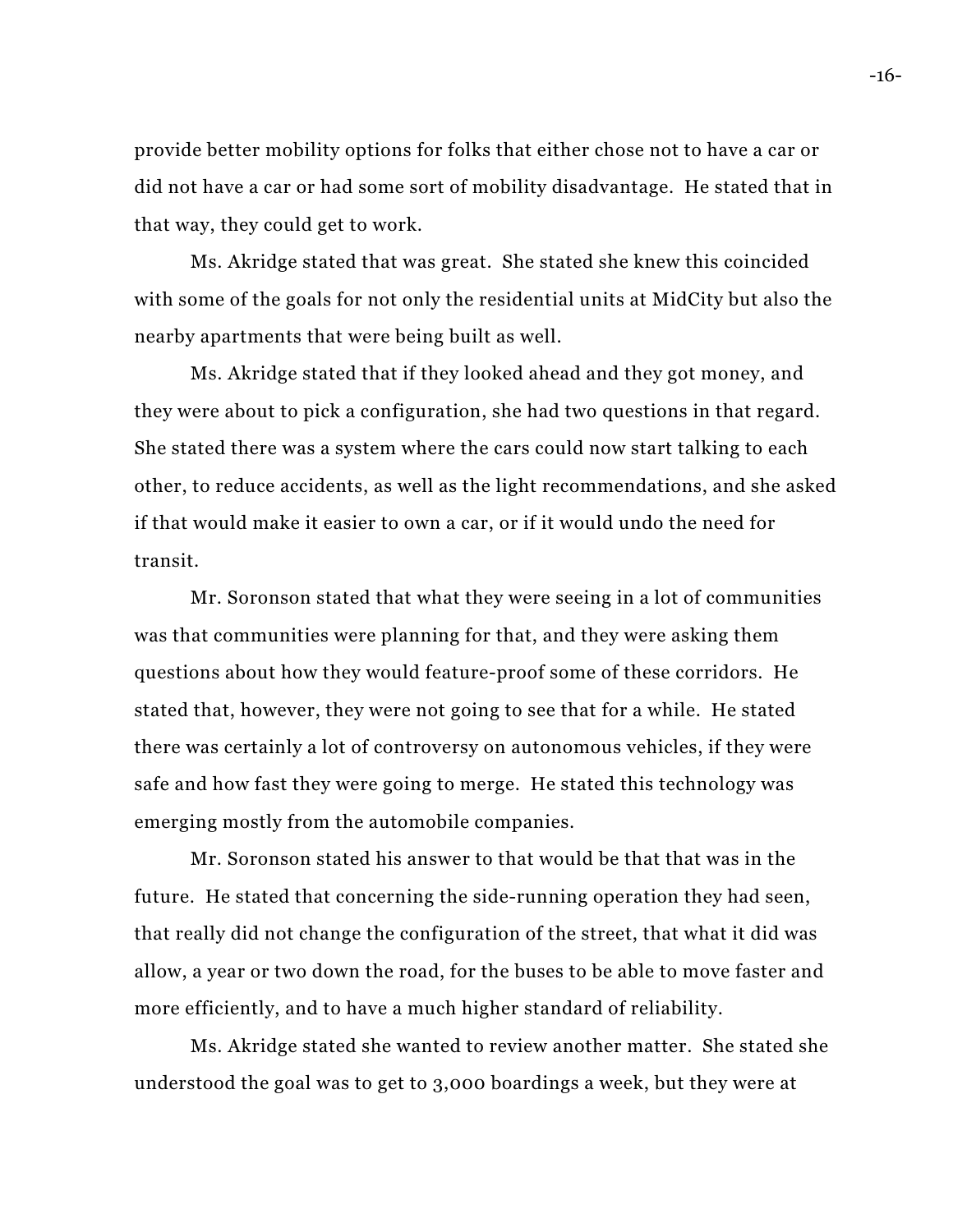provide better mobility options for folks that either chose not to have a car or did not have a car or had some sort of mobility disadvantage. He stated that in that way, they could get to work.

Ms. Akridge stated that was great. She stated she knew this coincided with some of the goals for not only the residential units at MidCity but also the nearby apartments that were being built as well.

Ms. Akridge stated that if they looked ahead and they got money, and they were about to pick a configuration, she had two questions in that regard. She stated there was a system where the cars could now start talking to each other, to reduce accidents, as well as the light recommendations, and she asked if that would make it easier to own a car, or if it would undo the need for transit.

Mr. Soronson stated that what they were seeing in a lot of communities was that communities were planning for that, and they were asking them questions about how they would feature-proof some of these corridors. He stated that, however, they were not going to see that for a while. He stated there was certainly a lot of controversy on autonomous vehicles, if they were safe and how fast they were going to merge. He stated this technology was emerging mostly from the automobile companies.

Mr. Soronson stated his answer to that would be that that was in the future. He stated that concerning the side-running operation they had seen, that really did not change the configuration of the street, that what it did was allow, a year or two down the road, for the buses to be able to move faster and more efficiently, and to have a much higher standard of reliability.

Ms. Akridge stated she wanted to review another matter. She stated she understood the goal was to get to 3,000 boardings a week, but they were at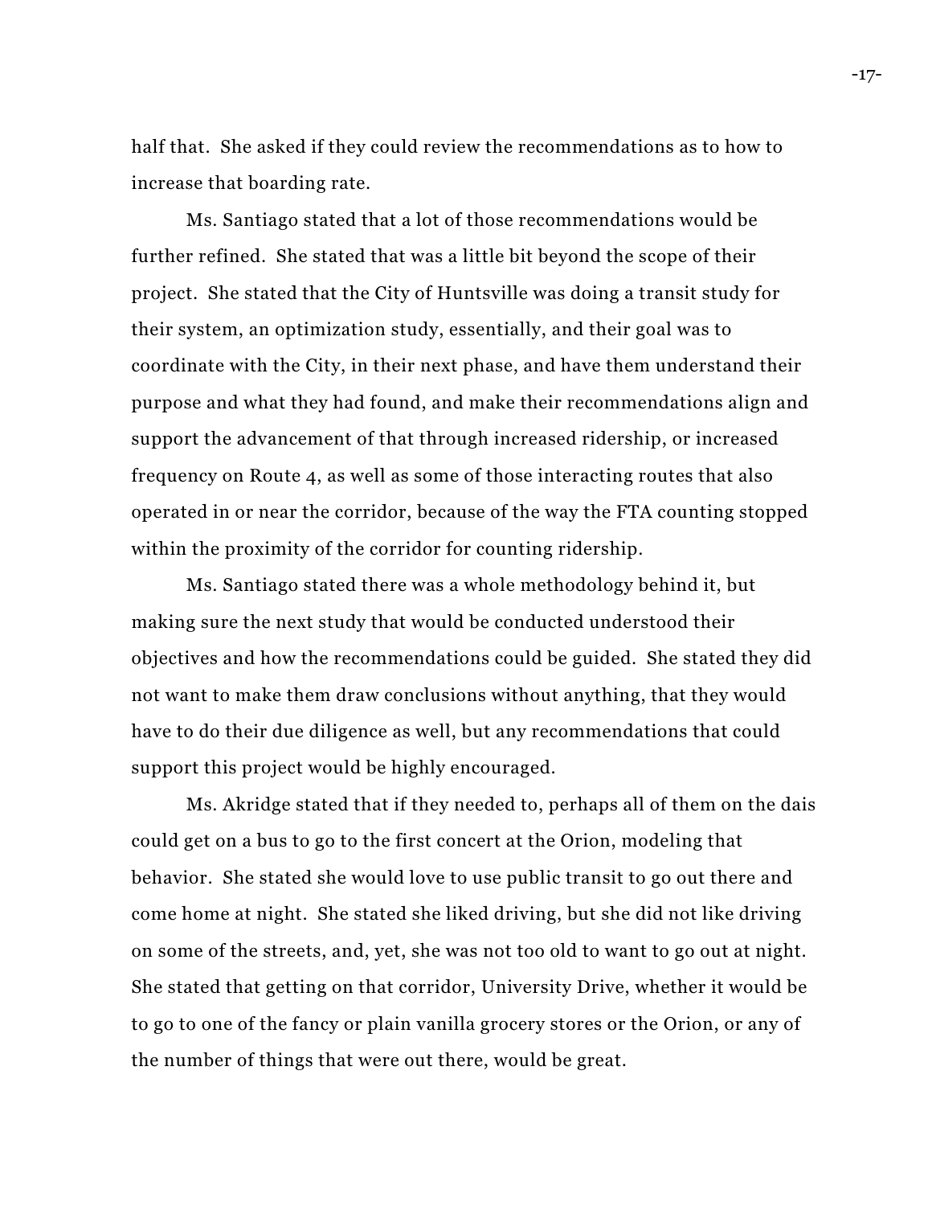half that. She asked if they could review the recommendations as to how to increase that boarding rate.

Ms. Santiago stated that a lot of those recommendations would be further refined. She stated that was a little bit beyond the scope of their project. She stated that the City of Huntsville was doing a transit study for their system, an optimization study, essentially, and their goal was to coordinate with the City, in their next phase, and have them understand their purpose and what they had found, and make their recommendations align and support the advancement of that through increased ridership, or increased frequency on Route 4, as well as some of those interacting routes that also operated in or near the corridor, because of the way the FTA counting stopped within the proximity of the corridor for counting ridership.

Ms. Santiago stated there was a whole methodology behind it, but making sure the next study that would be conducted understood their objectives and how the recommendations could be guided. She stated they did not want to make them draw conclusions without anything, that they would have to do their due diligence as well, but any recommendations that could support this project would be highly encouraged.

Ms. Akridge stated that if they needed to, perhaps all of them on the dais could get on a bus to go to the first concert at the Orion, modeling that behavior. She stated she would love to use public transit to go out there and come home at night. She stated she liked driving, but she did not like driving on some of the streets, and, yet, she was not too old to want to go out at night. She stated that getting on that corridor, University Drive, whether it would be to go to one of the fancy or plain vanilla grocery stores or the Orion, or any of the number of things that were out there, would be great.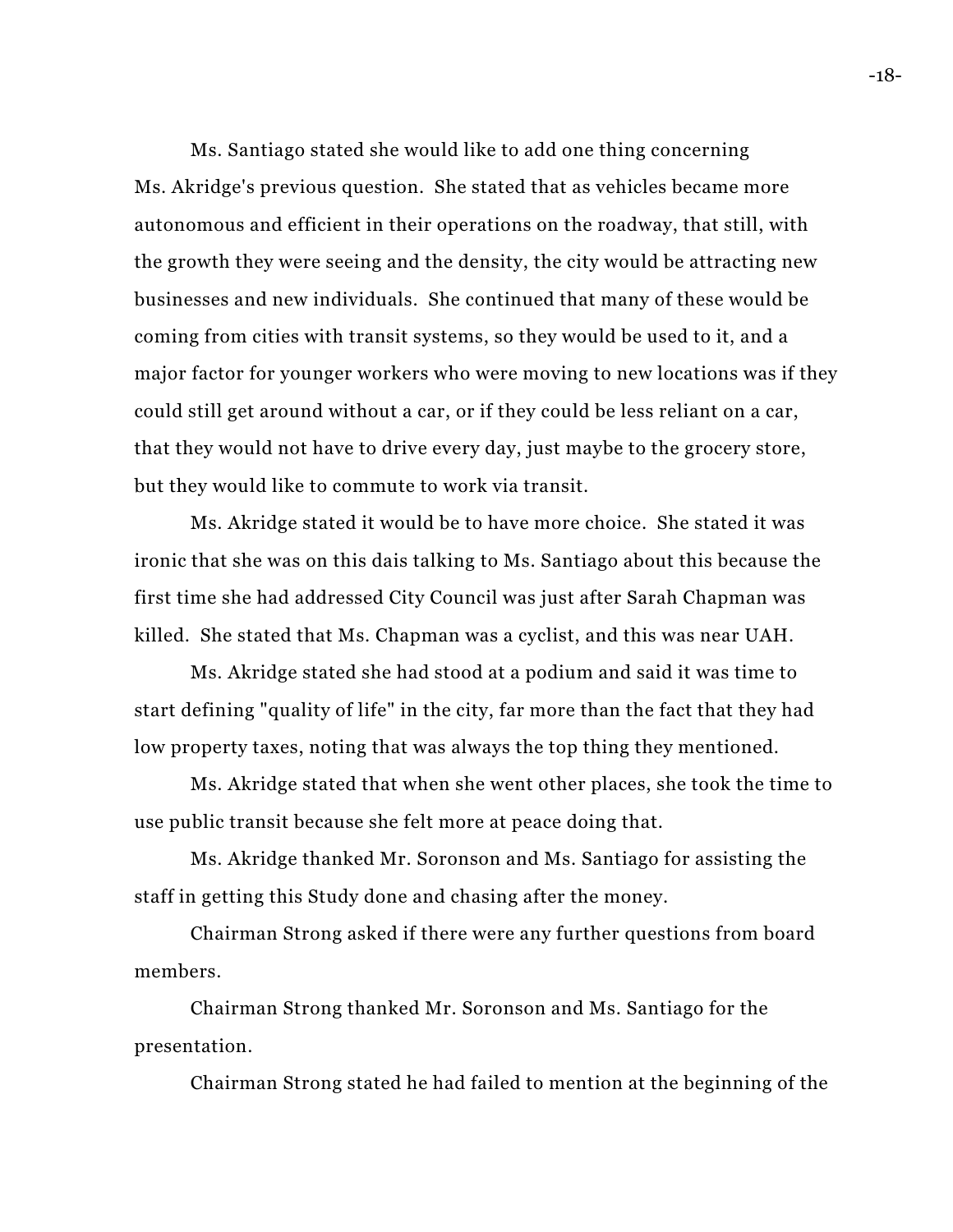Ms. Santiago stated she would like to add one thing concerning Ms. Akridge's previous question. She stated that as vehicles became more autonomous and efficient in their operations on the roadway, that still, with the growth they were seeing and the density, the city would be attracting new businesses and new individuals. She continued that many of these would be coming from cities with transit systems, so they would be used to it, and a major factor for younger workers who were moving to new locations was if they could still get around without a car, or if they could be less reliant on a car, that they would not have to drive every day, just maybe to the grocery store, but they would like to commute to work via transit.

Ms. Akridge stated it would be to have more choice. She stated it was ironic that she was on this dais talking to Ms. Santiago about this because the first time she had addressed City Council was just after Sarah Chapman was killed. She stated that Ms. Chapman was a cyclist, and this was near UAH.

Ms. Akridge stated she had stood at a podium and said it was time to start defining "quality of life" in the city, far more than the fact that they had low property taxes, noting that was always the top thing they mentioned.

Ms. Akridge stated that when she went other places, she took the time to use public transit because she felt more at peace doing that.

Ms. Akridge thanked Mr. Soronson and Ms. Santiago for assisting the staff in getting this Study done and chasing after the money.

Chairman Strong asked if there were any further questions from board members.

Chairman Strong thanked Mr. Soronson and Ms. Santiago for the presentation.

Chairman Strong stated he had failed to mention at the beginning of the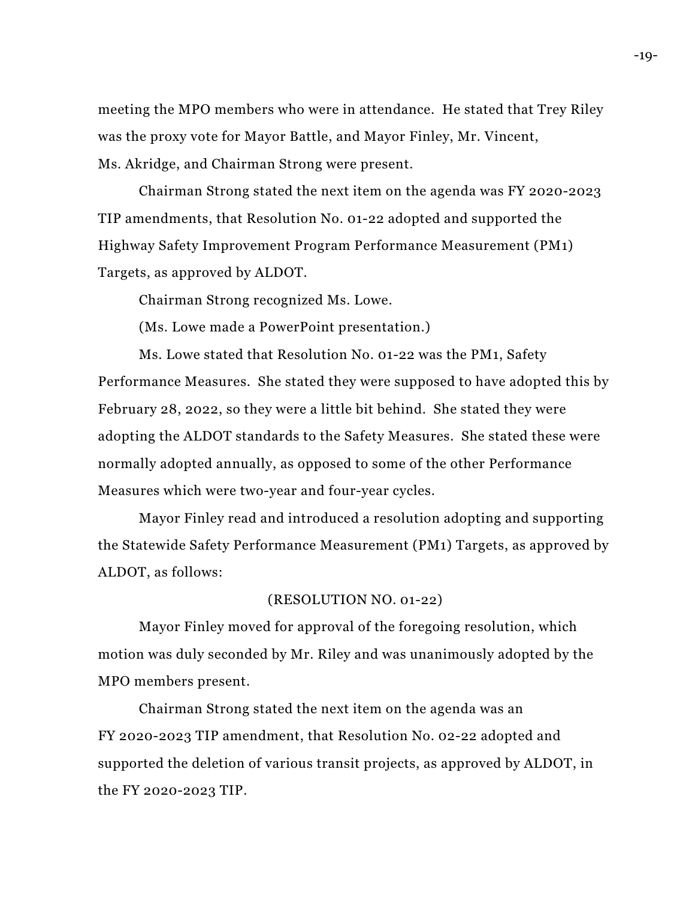meeting the MPO members who were in attendance. He stated that Trey Riley was the proxy vote for Mayor Battle, and Mayor Finley, Mr. Vincent, Ms. Akridge, and Chairman Strong were present.

Chairman Strong stated the next item on the agenda was FY 2020-2023 TIP amendments, that Resolution No. 01-22 adopted and supported the Highway Safety Improvement Program Performance Measurement (PM1) Targets, as approved by ALDOT.

Chairman Strong recognized Ms. Lowe.

(Ms. Lowe made a PowerPoint presentation.)

Ms. Lowe stated that Resolution No. 01-22 was the PM1, Safety Performance Measures. She stated they were supposed to have adopted this by February 28, 2022, so they were a little bit behind. She stated they were adopting the ALDOT standards to the Safety Measures. She stated these were normally adopted annually, as opposed to some of the other Performance Measures which were two-year and four-year cycles.

Mayor Finley read and introduced a resolution adopting and supporting the Statewide Safety Performance Measurement (PM1) Targets, as approved by ALDOT, as follows:

(RESOLUTION NO. 01-22)

Mayor Finley moved for approval of the foregoing resolution, which motion was duly seconded by Mr. Riley and was unanimously adopted by the MPO members present.

Chairman Strong stated the next item on the agenda was an FY 2020-2023 TIP amendment, that Resolution No. 02-22 adopted and supported the deletion of various transit projects, as approved by ALDOT, in the FY 2020-2023 TIP.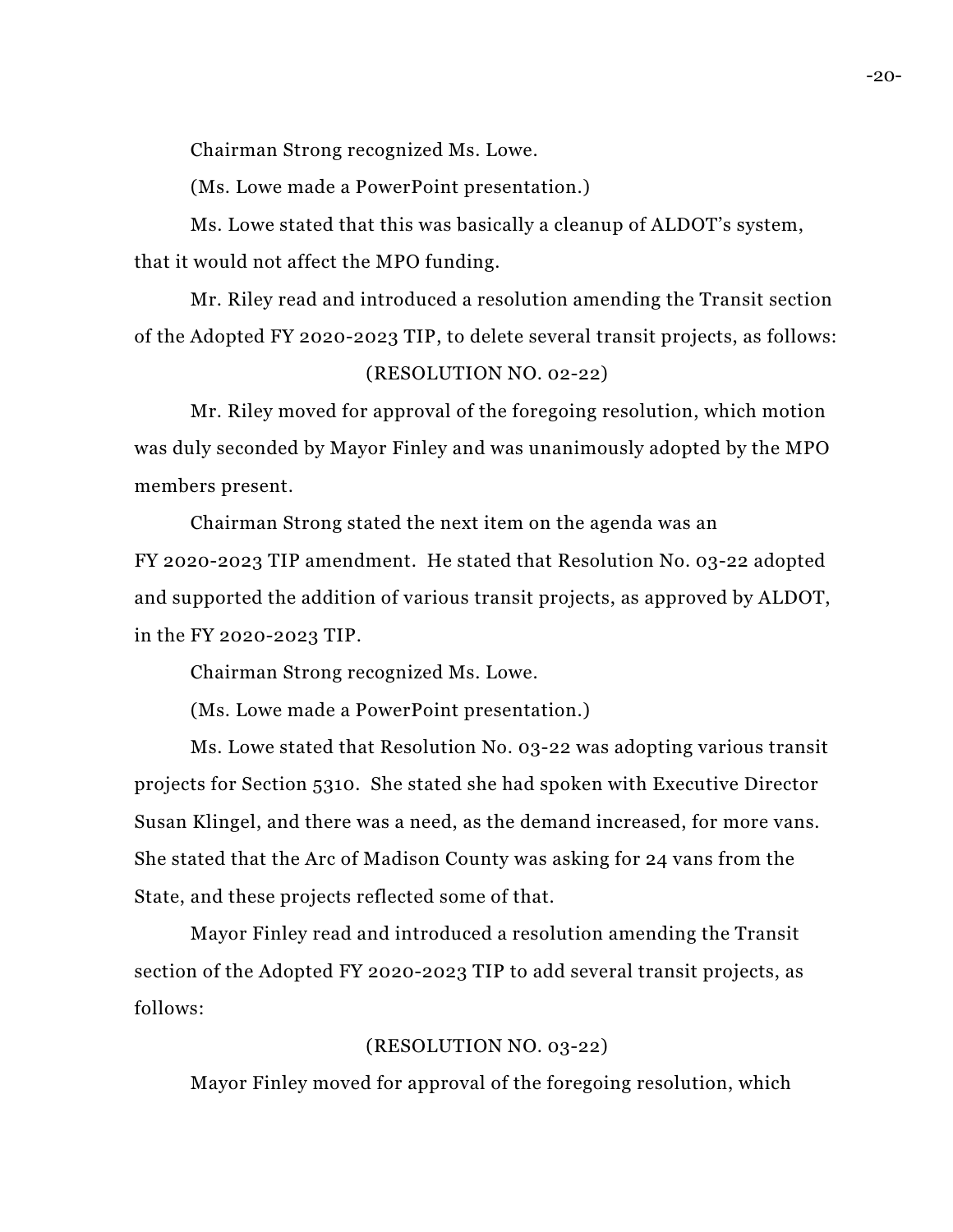Chairman Strong recognized Ms. Lowe.

(Ms. Lowe made a PowerPoint presentation.)

Ms. Lowe stated that this was basically a cleanup of ALDOT's system, that it would not affect the MPO funding.

Mr. Riley read and introduced a resolution amending the Transit section of the Adopted FY 2020-2023 TIP, to delete several transit projects, as follows:

(RESOLUTION NO. 02-22)

Mr. Riley moved for approval of the foregoing resolution, which motion was duly seconded by Mayor Finley and was unanimously adopted by the MPO members present.

Chairman Strong stated the next item on the agenda was an FY 2020-2023 TIP amendment. He stated that Resolution No. 03-22 adopted and supported the addition of various transit projects, as approved by ALDOT, in the FY 2020-2023 TIP.

Chairman Strong recognized Ms. Lowe.

(Ms. Lowe made a PowerPoint presentation.)

Ms. Lowe stated that Resolution No. 03-22 was adopting various transit projects for Section 5310. She stated she had spoken with Executive Director Susan Klingel, and there was a need, as the demand increased, for more vans. She stated that the Arc of Madison County was asking for 24 vans from the State, and these projects reflected some of that.

Mayor Finley read and introduced a resolution amending the Transit section of the Adopted FY 2020-2023 TIP to add several transit projects, as follows:

(RESOLUTION NO. 03-22)

Mayor Finley moved for approval of the foregoing resolution, which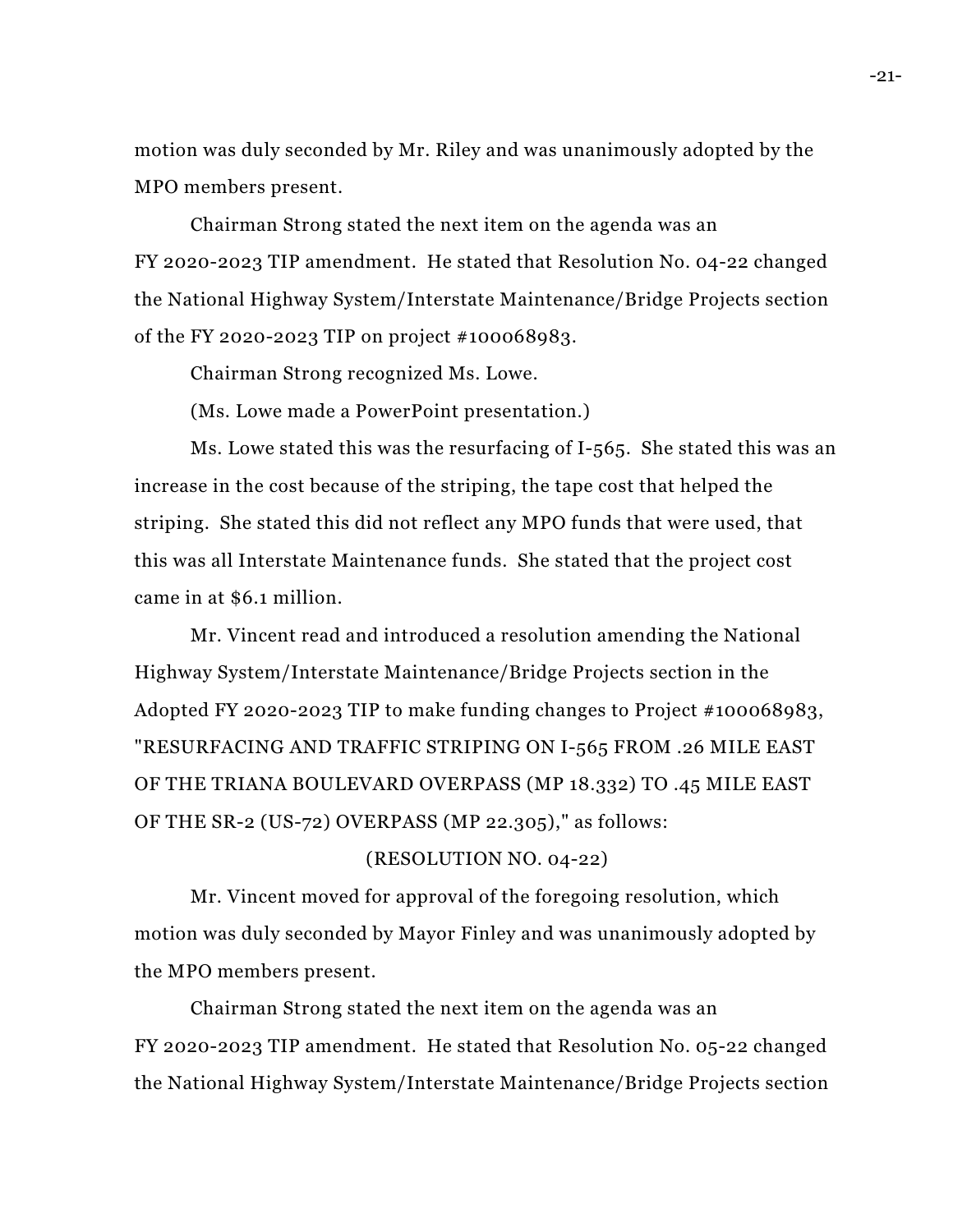motion was duly seconded by Mr. Riley and was unanimously adopted by the MPO members present.

Chairman Strong stated the next item on the agenda was an FY 2020-2023 TIP amendment. He stated that Resolution No. 04-22 changed the National Highway System/Interstate Maintenance/Bridge Projects section of the FY 2020-2023 TIP on project #100068983.

Chairman Strong recognized Ms. Lowe.

(Ms. Lowe made a PowerPoint presentation.)

Ms. Lowe stated this was the resurfacing of I-565. She stated this was an increase in the cost because of the striping, the tape cost that helped the striping. She stated this did not reflect any MPO funds that were used, that this was all Interstate Maintenance funds. She stated that the project cost came in at $6.1 million.

Mr. Vincent read and introduced a resolution amending the National Highway System/Interstate Maintenance/Bridge Projects section in the Adopted FY 2020-2023 TIP to make funding changes to Project #100068983, "RESURFACING AND TRAFFIC STRIPING ON I-565 FROM .26 MILE EAST OF THE TRIANA BOULEVARD OVERPASS (MP 18.332) TO .45 MILE EAST OF THE SR-2 (US-72) OVERPASS (MP 22.305)," as follows:

(RESOLUTION NO. 04-22)

Mr. Vincent moved for approval of the foregoing resolution, which motion was duly seconded by Mayor Finley and was unanimously adopted by the MPO members present.

Chairman Strong stated the next item on the agenda was an FY 2020-2023 TIP amendment. He stated that Resolution No. 05-22 changed the National Highway System/Interstate Maintenance/Bridge Projects section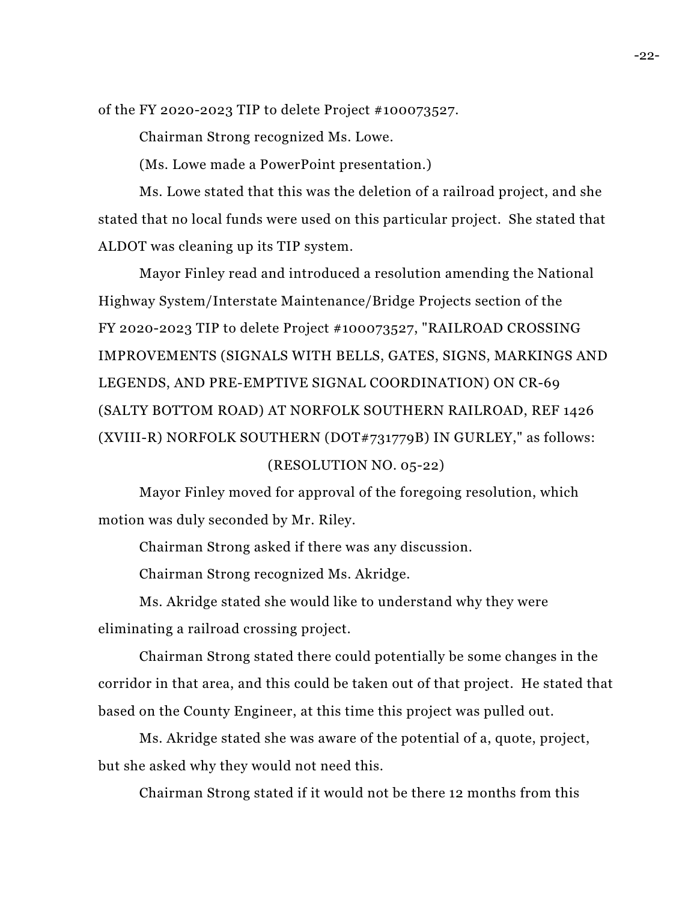of the FY 2020-2023 TIP to delete Project #100073527.

Chairman Strong recognized Ms. Lowe.

(Ms. Lowe made a PowerPoint presentation.)

Ms. Lowe stated that this was the deletion of a railroad project, and she stated that no local funds were used on this particular project. She stated that ALDOT was cleaning up its TIP system.

Mayor Finley read and introduced a resolution amending the National Highway System/Interstate Maintenance/Bridge Projects section of the FY 2020-2023 TIP to delete Project #100073527, "RAILROAD CROSSING IMPROVEMENTS (SIGNALS WITH BELLS, GATES, SIGNS, MARKINGS AND LEGENDS, AND PRE-EMPTIVE SIGNAL COORDINATION) ON CR-69 (SALTY BOTTOM ROAD) AT NORFOLK SOUTHERN RAILROAD, REF 1426 (XVIII-R) NORFOLK SOUTHERN (DOT#731779B) IN GURLEY," as follows:

(RESOLUTION NO. 05-22)

Mayor Finley moved for approval of the foregoing resolution, which motion was duly seconded by Mr. Riley.

Chairman Strong asked if there was any discussion.

Chairman Strong recognized Ms. Akridge.

Ms. Akridge stated she would like to understand why they were eliminating a railroad crossing project.

Chairman Strong stated there could potentially be some changes in the corridor in that area, and this could be taken out of that project. He stated that based on the County Engineer, at this time this project was pulled out.

Ms. Akridge stated she was aware of the potential of a, quote, project, but she asked why they would not need this.

Chairman Strong stated if it would not be there 12 months from this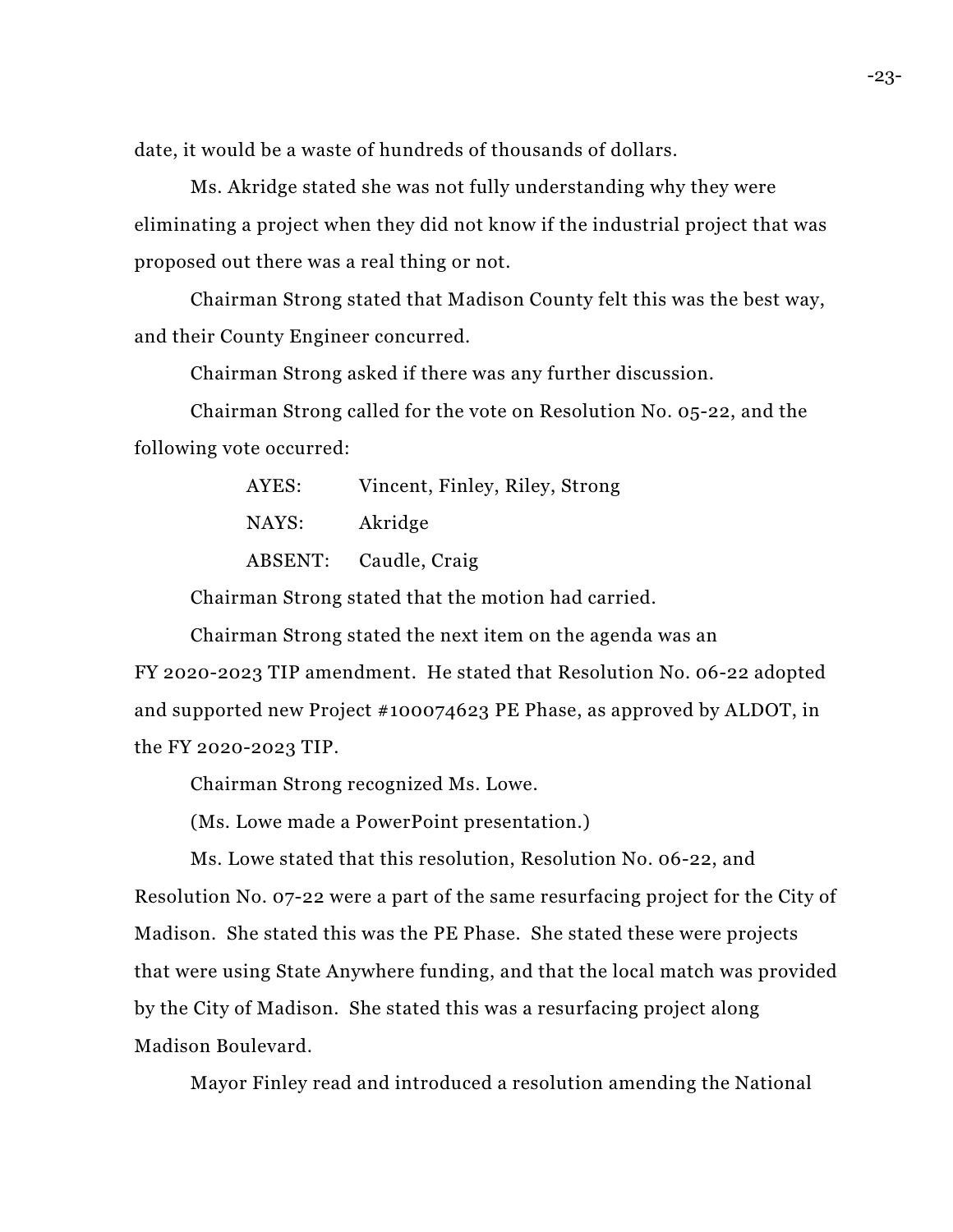date, it would be a waste of hundreds of thousands of dollars.

Ms. Akridge stated she was not fully understanding why they were eliminating a project when they did not know if the industrial project that was proposed out there was a real thing or not.

Chairman Strong stated that Madison County felt this was the best way, and their County Engineer concurred.

Chairman Strong asked if there was any further discussion.

Chairman Strong called for the vote on Resolution No. 05-22, and the following vote occurred:

AYES: Vincent, Finley, Riley, Strong

NAYS: Akridge

ABSENT: Caudle, Craig

Chairman Strong stated that the motion had carried.

Chairman Strong stated the next item on the agenda was an FY 2020-2023 TIP amendment. He stated that Resolution No. 06-22 adopted and supported new Project #100074623 PE Phase, as approved by ALDOT, in the FY 2020-2023 TIP.

Chairman Strong recognized Ms. Lowe.

(Ms. Lowe made a PowerPoint presentation.)

Ms. Lowe stated that this resolution, Resolution No. 06-22, and Resolution No. 07-22 were a part of the same resurfacing project for the City of Madison. She stated this was the PE Phase. She stated these were projects that were using State Anywhere funding, and that the local match was provided by the City of Madison. She stated this was a resurfacing project along Madison Boulevard.

Mayor Finley read and introduced a resolution amending the National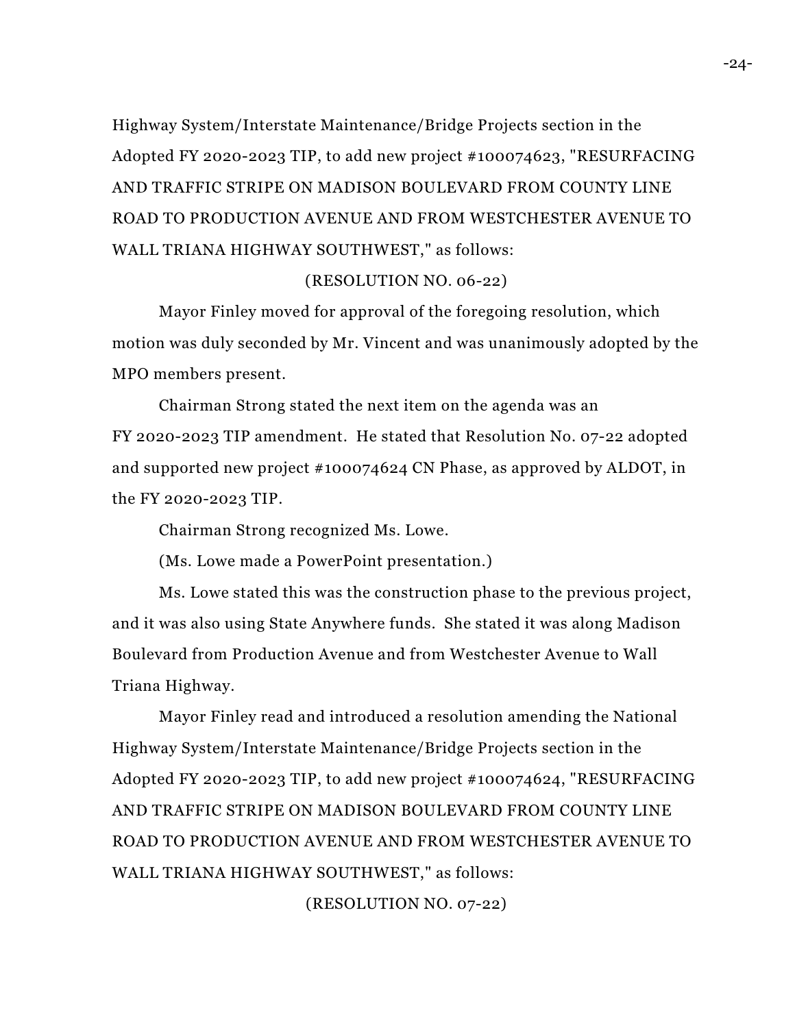Highway System/Interstate Maintenance/Bridge Projects section in the Adopted FY 2020-2023 TIP, to add new project #100074623, "RESURFACING AND TRAFFIC STRIPE ON MADISON BOULEVARD FROM COUNTY LINE ROAD TO PRODUCTION AVENUE AND FROM WESTCHESTER AVENUE TO WALL TRIANA HIGHWAY SOUTHWEST," as follows:

(RESOLUTION NO. 06-22)

Mayor Finley moved for approval of the foregoing resolution, which motion was duly seconded by Mr. Vincent and was unanimously adopted by the MPO members present.

Chairman Strong stated the next item on the agenda was an FY 2020-2023 TIP amendment. He stated that Resolution No. 07-22 adopted and supported new project #100074624 CN Phase, as approved by ALDOT, in the FY 2020-2023 TIP.

Chairman Strong recognized Ms. Lowe.

(Ms. Lowe made a PowerPoint presentation.)

Ms. Lowe stated this was the construction phase to the previous project, and it was also using State Anywhere funds. She stated it was along Madison Boulevard from Production Avenue and from Westchester Avenue to Wall Triana Highway.

Mayor Finley read and introduced a resolution amending the National Highway System/Interstate Maintenance/Bridge Projects section in the Adopted FY 2020-2023 TIP, to add new project #100074624, "RESURFACING AND TRAFFIC STRIPE ON MADISON BOULEVARD FROM COUNTY LINE ROAD TO PRODUCTION AVENUE AND FROM WESTCHESTER AVENUE TO WALL TRIANA HIGHWAY SOUTHWEST," as follows:

(RESOLUTION NO. 07-22)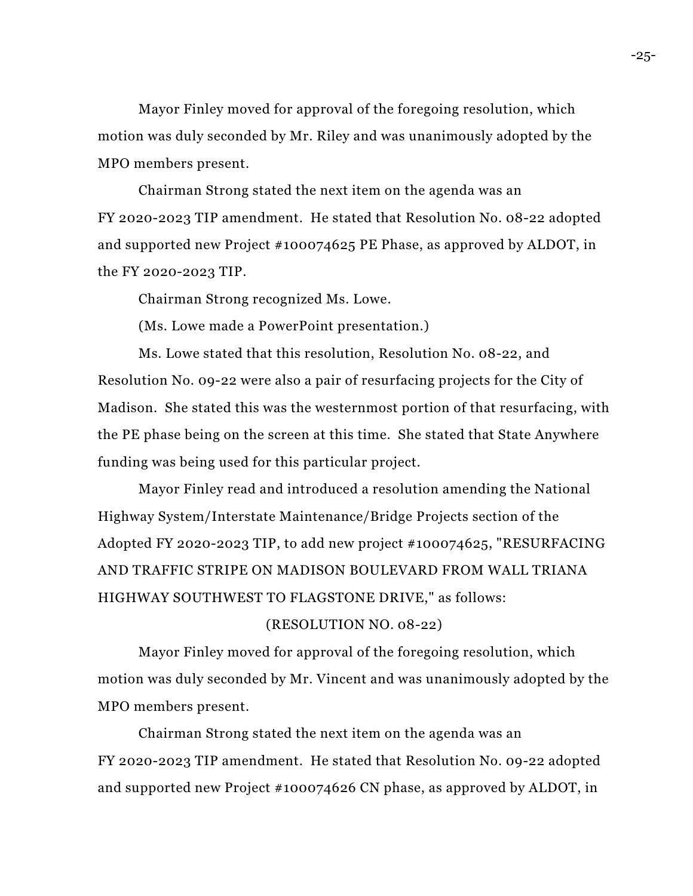Mayor Finley moved for approval of the foregoing resolution, which motion was duly seconded by Mr. Riley and was unanimously adopted by the MPO members present.

Chairman Strong stated the next item on the agenda was an FY 2020-2023 TIP amendment. He stated that Resolution No. 08-22 adopted and supported new Project #100074625 PE Phase, as approved by ALDOT, in the FY 2020-2023 TIP.

Chairman Strong recognized Ms. Lowe.

(Ms. Lowe made a PowerPoint presentation.)

Ms. Lowe stated that this resolution, Resolution No. 08-22, and Resolution No. 09-22 were also a pair of resurfacing projects for the City of Madison. She stated this was the westernmost portion of that resurfacing, with the PE phase being on the screen at this time. She stated that State Anywhere funding was being used for this particular project.

Mayor Finley read and introduced a resolution amending the National Highway System/Interstate Maintenance/Bridge Projects section of the Adopted FY 2020-2023 TIP, to add new project #100074625, "RESURFACING AND TRAFFIC STRIPE ON MADISON BOULEVARD FROM WALL TRIANA HIGHWAY SOUTHWEST TO FLAGSTONE DRIVE," as follows:

(RESOLUTION NO. 08-22)

Mayor Finley moved for approval of the foregoing resolution, which motion was duly seconded by Mr. Vincent and was unanimously adopted by the MPO members present.

Chairman Strong stated the next item on the agenda was an FY 2020-2023 TIP amendment. He stated that Resolution No. 09-22 adopted and supported new Project #100074626 CN phase, as approved by ALDOT, in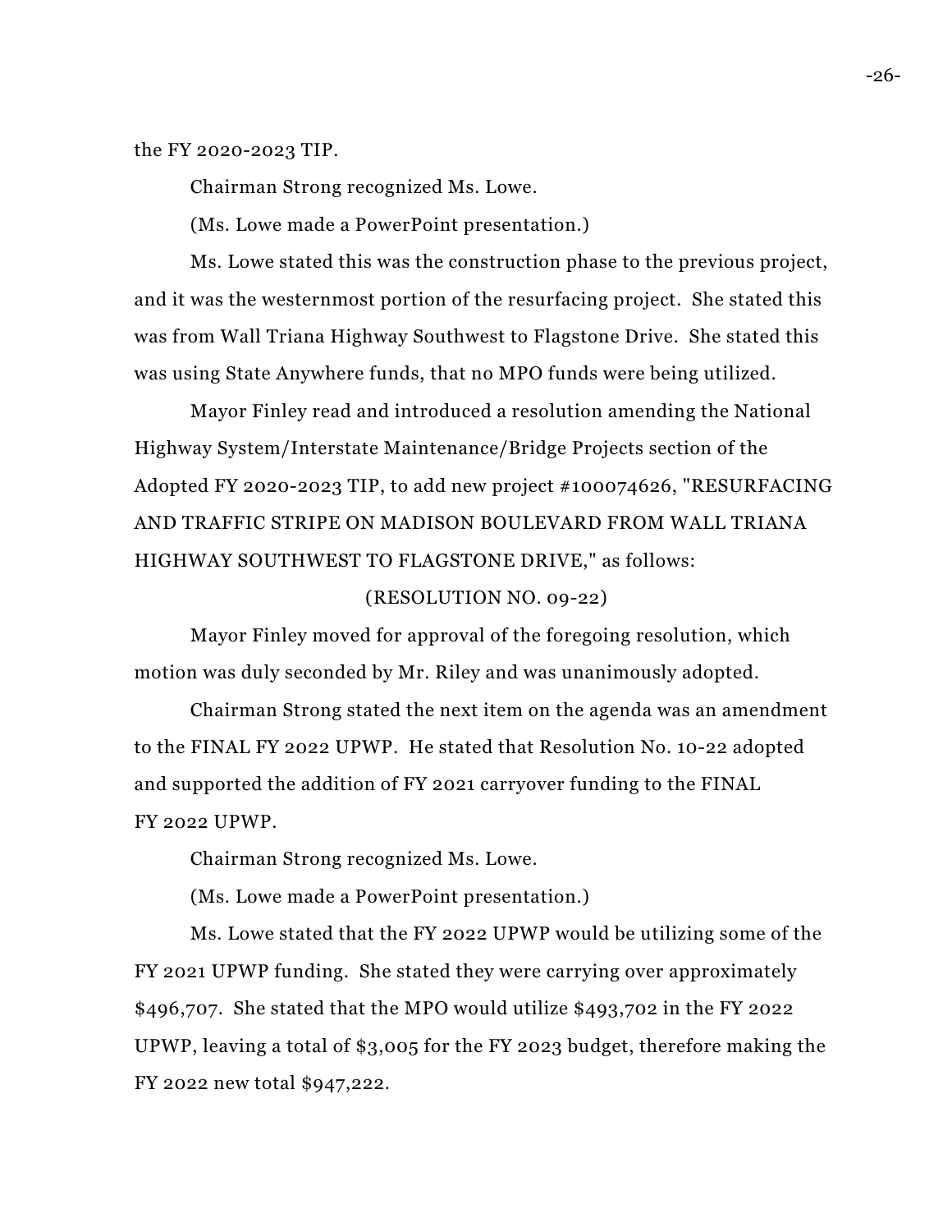the FY 2020-2023 TIP.

Chairman Strong recognized Ms. Lowe.

(Ms. Lowe made a PowerPoint presentation.)

Ms. Lowe stated this was the construction phase to the previous project, and it was the westernmost portion of the resurfacing project. She stated this was from Wall Triana Highway Southwest to Flagstone Drive. She stated this was using State Anywhere funds, that no MPO funds were being utilized.

Mayor Finley read and introduced a resolution amending the National Highway System/Interstate Maintenance/Bridge Projects section of the Adopted FY 2020-2023 TIP, to add new project #100074626, "RESURFACING AND TRAFFIC STRIPE ON MADISON BOULEVARD FROM WALL TRIANA HIGHWAY SOUTHWEST TO FLAGSTONE DRIVE," as follows:

(RESOLUTION NO. 09-22)

Mayor Finley moved for approval of the foregoing resolution, which motion was duly seconded by Mr. Riley and was unanimously adopted.

Chairman Strong stated the next item on the agenda was an amendment to the FINAL FY 2022 UPWP. He stated that Resolution No. 10-22 adopted and supported the addition of FY 2021 carryover funding to the FINAL FY 2022 UPWP.

Chairman Strong recognized Ms. Lowe.

(Ms. Lowe made a PowerPoint presentation.)

Ms. Lowe stated that the FY 2022 UPWP would be utilizing some of the FY 2021 UPWP funding. She stated they were carrying over approximately $496,707. She stated that the MPO would utilize $493,702 in the FY 2022 UPWP, leaving a total of $3,005 for the FY 2023 budget, therefore making the FY 2022 new total $947,222.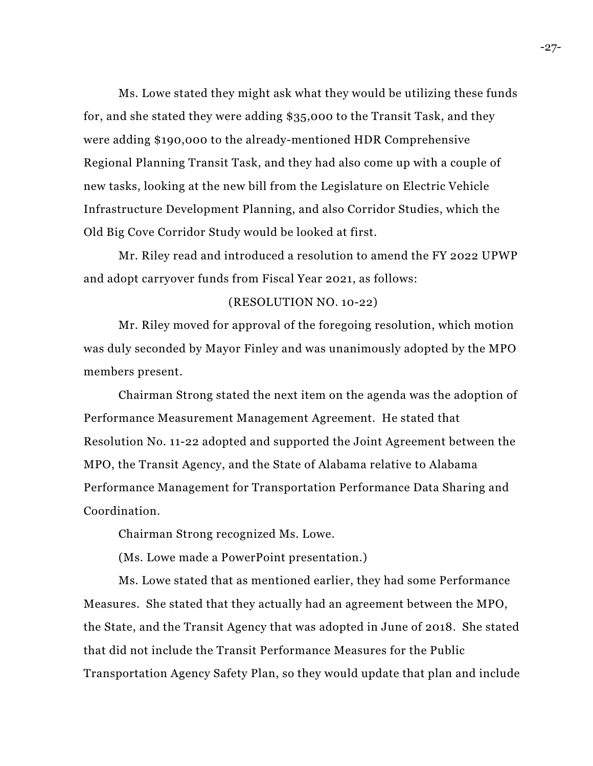Ms. Lowe stated they might ask what they would be utilizing these funds for, and she stated they were adding $35,000 to the Transit Task, and they were adding $190,000 to the already-mentioned HDR Comprehensive Regional Planning Transit Task, and they had also come up with a couple of new tasks, looking at the new bill from the Legislature on Electric Vehicle Infrastructure Development Planning, and also Corridor Studies, which the Old Big Cove Corridor Study would be looked at first.

Mr. Riley read and introduced a resolution to amend the FY 2022 UPWP and adopt carryover funds from Fiscal Year 2021, as follows:

(RESOLUTION NO. 10-22)

Mr. Riley moved for approval of the foregoing resolution, which motion was duly seconded by Mayor Finley and was unanimously adopted by the MPO members present.

Chairman Strong stated the next item on the agenda was the adoption of Performance Measurement Management Agreement. He stated that Resolution No. 11-22 adopted and supported the Joint Agreement between the MPO, the Transit Agency, and the State of Alabama relative to Alabama Performance Management for Transportation Performance Data Sharing and Coordination.

Chairman Strong recognized Ms. Lowe.

(Ms. Lowe made a PowerPoint presentation.)

Ms. Lowe stated that as mentioned earlier, they had some Performance Measures. She stated that they actually had an agreement between the MPO, the State, and the Transit Agency that was adopted in June of 2018. She stated that did not include the Transit Performance Measures for the Public Transportation Agency Safety Plan, so they would update that plan and include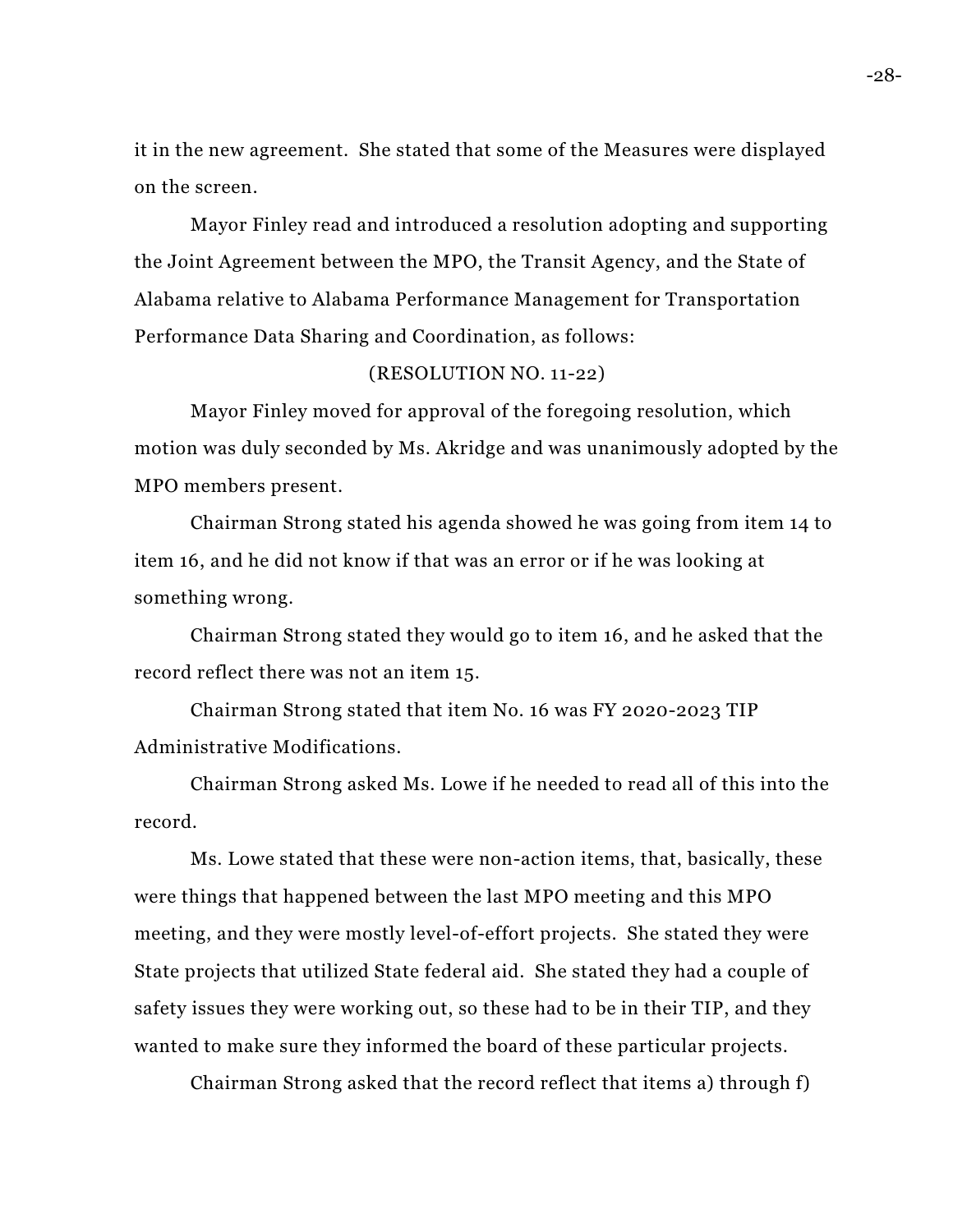it in the new agreement. She stated that some of the Measures were displayed on the screen.

Mayor Finley read and introduced a resolution adopting and supporting the Joint Agreement between the MPO, the Transit Agency, and the State of Alabama relative to Alabama Performance Management for Transportation Performance Data Sharing and Coordination, as follows:

(RESOLUTION NO. 11-22)

Mayor Finley moved for approval of the foregoing resolution, which motion was duly seconded by Ms. Akridge and was unanimously adopted by the MPO members present.

Chairman Strong stated his agenda showed he was going from item 14 to item 16, and he did not know if that was an error or if he was looking at something wrong.

Chairman Strong stated they would go to item 16, and he asked that the record reflect there was not an item 15.

Chairman Strong stated that item No. 16 was FY 2020-2023 TIP Administrative Modifications.

Chairman Strong asked Ms. Lowe if he needed to read all of this into the record.

Ms. Lowe stated that these were non-action items, that, basically, these were things that happened between the last MPO meeting and this MPO meeting, and they were mostly level-of-effort projects. She stated they were State projects that utilized State federal aid. She stated they had a couple of safety issues they were working out, so these had to be in their TIP, and they wanted to make sure they informed the board of these particular projects.

Chairman Strong asked that the record reflect that items a) through f)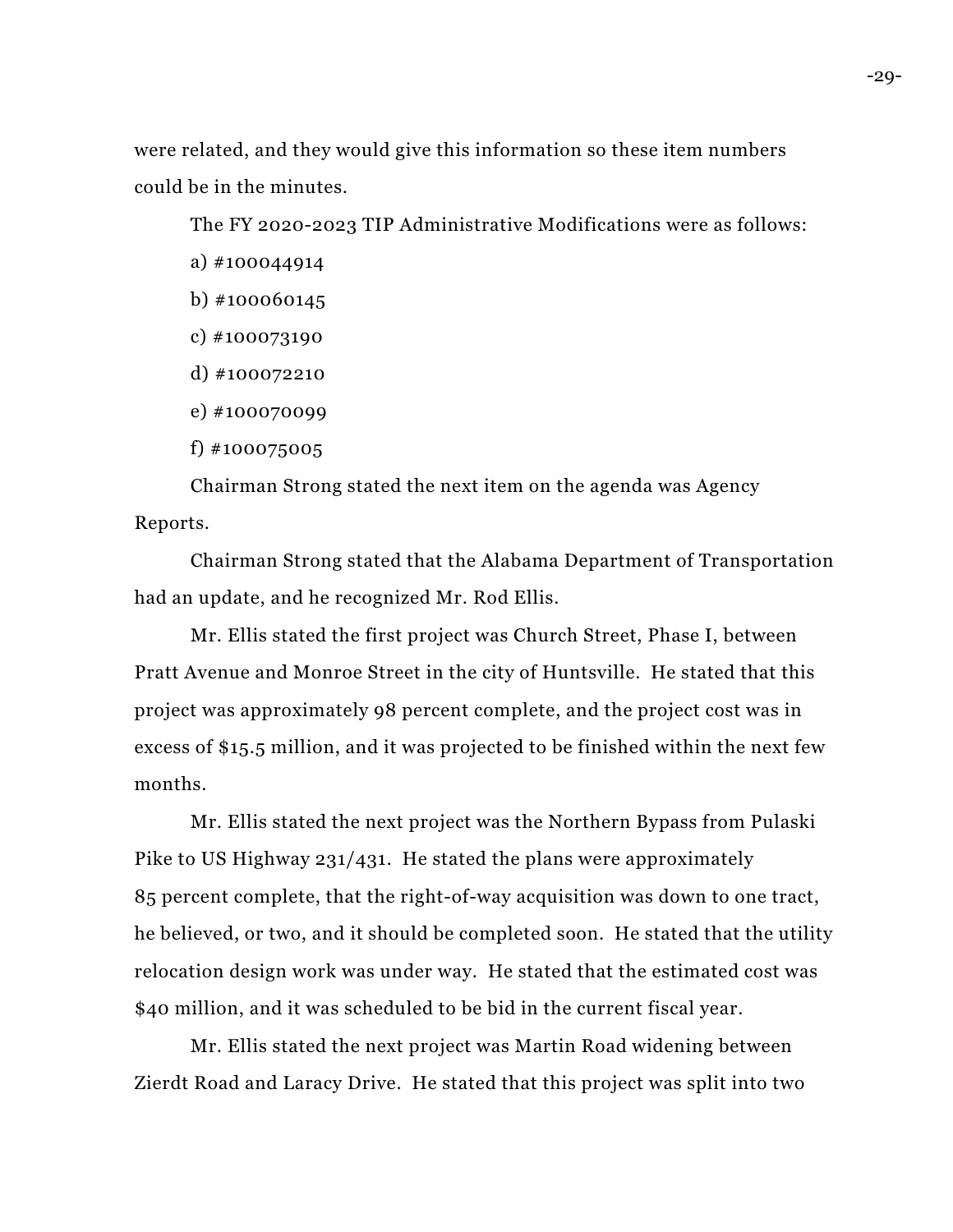were related, and they would give this information so these item numbers could be in the minutes.

The FY 2020-2023 TIP Administrative Modifications were as follows:

a) #100044914

b) #100060145

c) #100073190

d) #100072210

e) #100070099

f) #100075005

Chairman Strong stated the next item on the agenda was Agency Reports.

Chairman Strong stated that the Alabama Department of Transportation had an update, and he recognized Mr. Rod Ellis.

Mr. Ellis stated the first project was Church Street, Phase I, between Pratt Avenue and Monroe Street in the city of Huntsville. He stated that this project was approximately 98 percent complete, and the project cost was in excess of $15.5 million, and it was projected to be finished within the next few months.

Mr. Ellis stated the next project was the Northern Bypass from Pulaski Pike to US Highway 231/431. He stated the plans were approximately 85 percent complete, that the right-of-way acquisition was down to one tract, he believed, or two, and it should be completed soon. He stated that the utility relocation design work was under way. He stated that the estimated cost was $40 million, and it was scheduled to be bid in the current fiscal year.

Mr. Ellis stated the next project was Martin Road widening between Zierdt Road and Laracy Drive. He stated that this project was split into two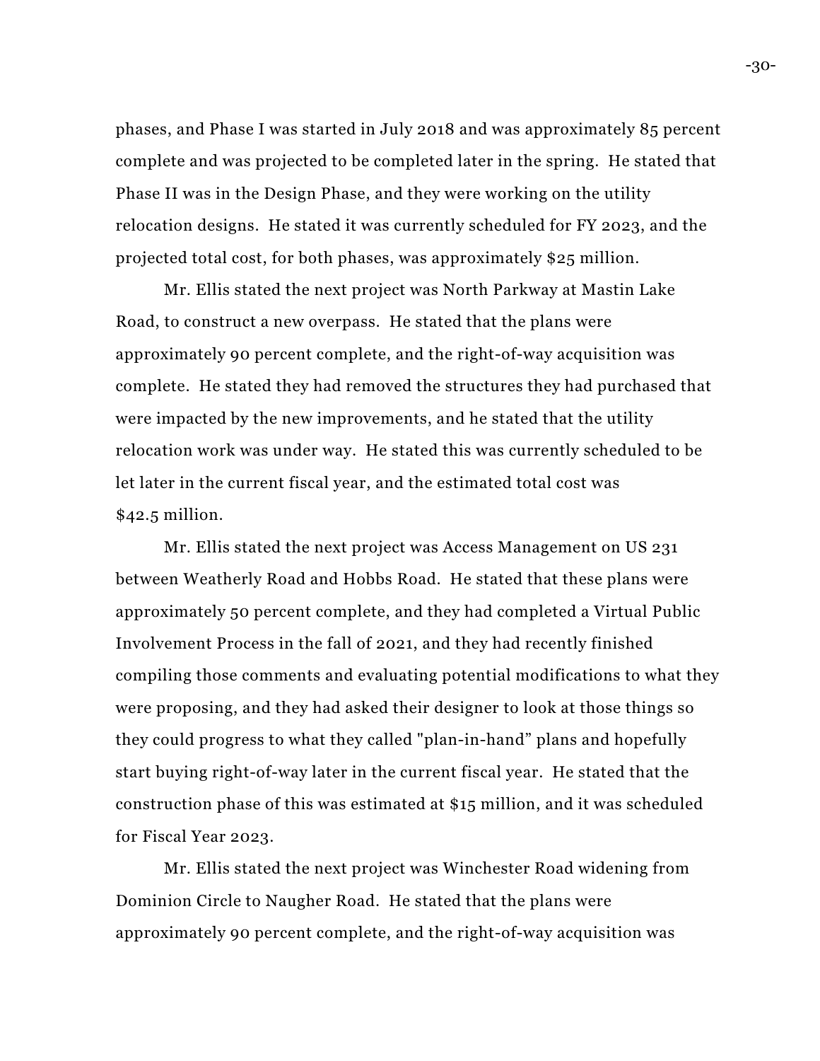phases, and Phase I was started in July 2018 and was approximately 85 percent complete and was projected to be completed later in the spring. He stated that Phase II was in the Design Phase, and they were working on the utility relocation designs. He stated it was currently scheduled for FY 2023, and the projected total cost, for both phases, was approximately $25 million.

Mr. Ellis stated the next project was North Parkway at Mastin Lake Road, to construct a new overpass. He stated that the plans were approximately 90 percent complete, and the right-of-way acquisition was complete. He stated they had removed the structures they had purchased that were impacted by the new improvements, and he stated that the utility relocation work was under way. He stated this was currently scheduled to be let later in the current fiscal year, and the estimated total cost was $42.5 million.

Mr. Ellis stated the next project was Access Management on US 231 between Weatherly Road and Hobbs Road. He stated that these plans were approximately 50 percent complete, and they had completed a Virtual Public Involvement Process in the fall of 2021, and they had recently finished compiling those comments and evaluating potential modifications to what they were proposing, and they had asked their designer to look at those things so they could progress to what they called "plan-in-hand" plans and hopefully start buying right-of-way later in the current fiscal year. He stated that the construction phase of this was estimated at $15 million, and it was scheduled for Fiscal Year 2023.

Mr. Ellis stated the next project was Winchester Road widening from Dominion Circle to Naugher Road. He stated that the plans were approximately 90 percent complete, and the right-of-way acquisition was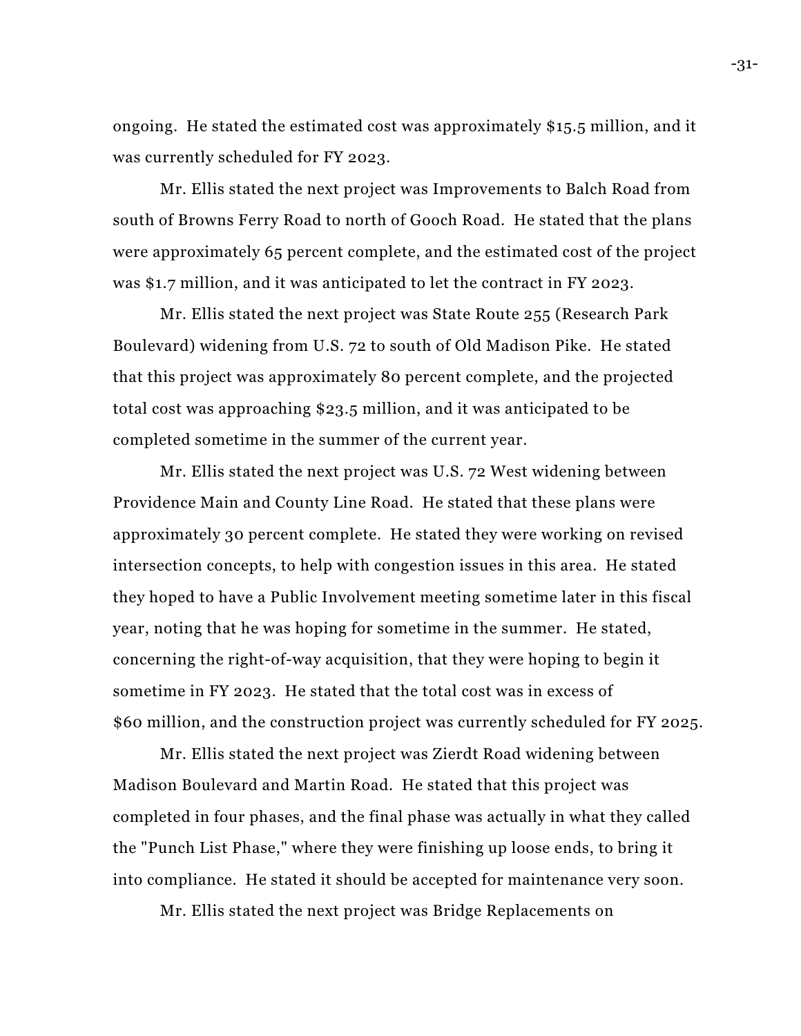ongoing. He stated the estimated cost was approximately $15.5 million, and it was currently scheduled for FY 2023.

Mr. Ellis stated the next project was Improvements to Balch Road from south of Browns Ferry Road to north of Gooch Road. He stated that the plans were approximately 65 percent complete, and the estimated cost of the project was $1.7 million, and it was anticipated to let the contract in FY 2023.

Mr. Ellis stated the next project was State Route 255 (Research Park Boulevard) widening from U.S. 72 to south of Old Madison Pike. He stated that this project was approximately 80 percent complete, and the projected total cost was approaching $23.5 million, and it was anticipated to be completed sometime in the summer of the current year.

Mr. Ellis stated the next project was U.S. 72 West widening between Providence Main and County Line Road. He stated that these plans were approximately 30 percent complete. He stated they were working on revised intersection concepts, to help with congestion issues in this area. He stated they hoped to have a Public Involvement meeting sometime later in this fiscal year, noting that he was hoping for sometime in the summer. He stated, concerning the right-of-way acquisition, that they were hoping to begin it sometime in FY 2023. He stated that the total cost was in excess of $60 million, and the construction project was currently scheduled for FY 2025.

Mr. Ellis stated the next project was Zierdt Road widening between Madison Boulevard and Martin Road. He stated that this project was completed in four phases, and the final phase was actually in what they called the "Punch List Phase," where they were finishing up loose ends, to bring it into compliance. He stated it should be accepted for maintenance very soon.

Mr. Ellis stated the next project was Bridge Replacements on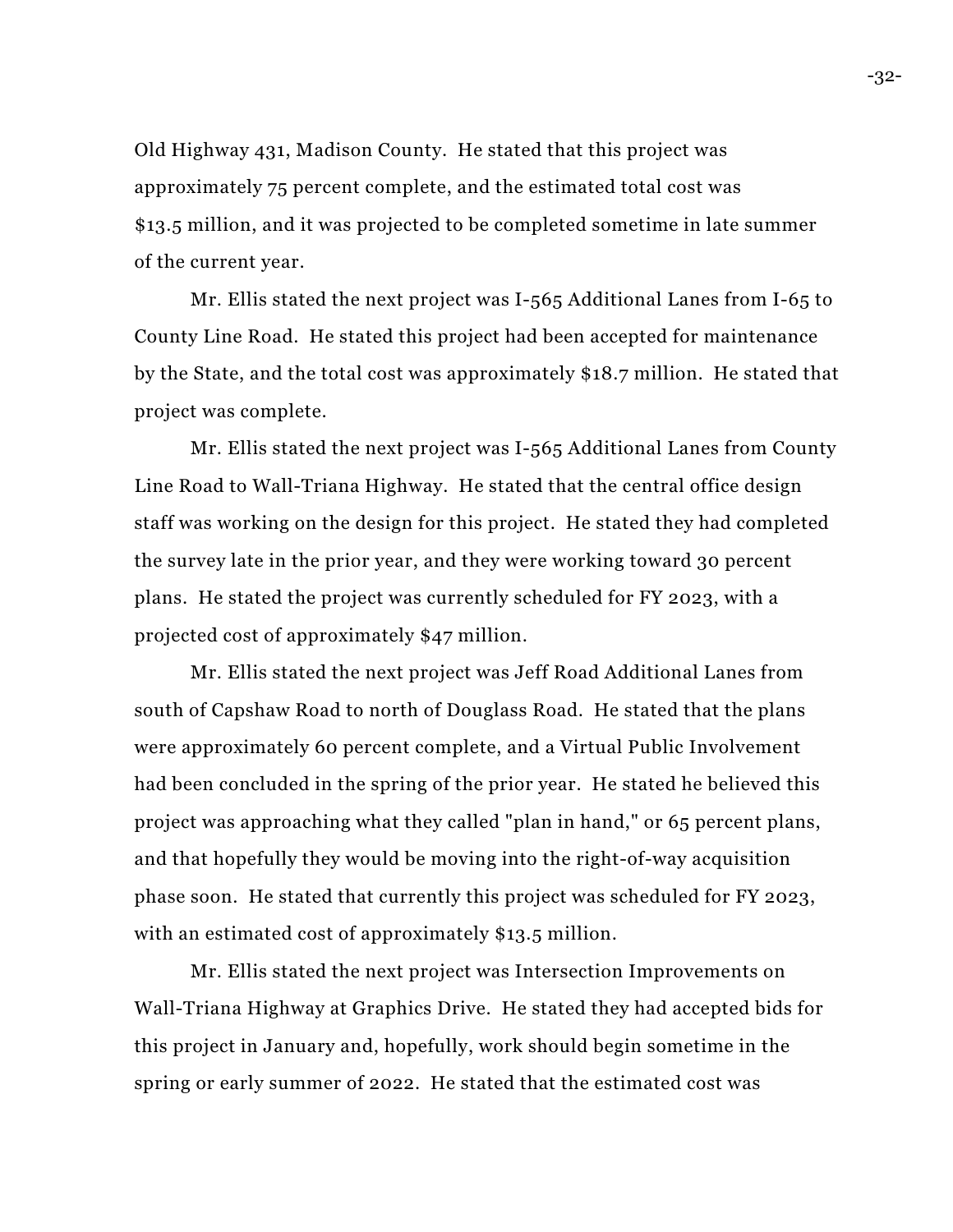Old Highway 431, Madison County. He stated that this project was approximately 75 percent complete, and the estimated total cost was $13.5 million, and it was projected to be completed sometime in late summer of the current year.

Mr. Ellis stated the next project was I-565 Additional Lanes from I-65 to County Line Road. He stated this project had been accepted for maintenance by the State, and the total cost was approximately $18.7 million. He stated that project was complete.

Mr. Ellis stated the next project was I-565 Additional Lanes from County Line Road to Wall-Triana Highway. He stated that the central office design staff was working on the design for this project. He stated they had completed the survey late in the prior year, and they were working toward 30 percent plans. He stated the project was currently scheduled for FY 2023, with a projected cost of approximately $47 million.

Mr. Ellis stated the next project was Jeff Road Additional Lanes from south of Capshaw Road to north of Douglass Road. He stated that the plans were approximately 60 percent complete, and a Virtual Public Involvement had been concluded in the spring of the prior year. He stated he believed this project was approaching what they called "plan in hand," or 65 percent plans, and that hopefully they would be moving into the right-of-way acquisition phase soon. He stated that currently this project was scheduled for FY 2023, with an estimated cost of approximately $13.5 million.

Mr. Ellis stated the next project was Intersection Improvements on Wall-Triana Highway at Graphics Drive. He stated they had accepted bids for this project in January and, hopefully, work should begin sometime in the spring or early summer of 2022. He stated that the estimated cost was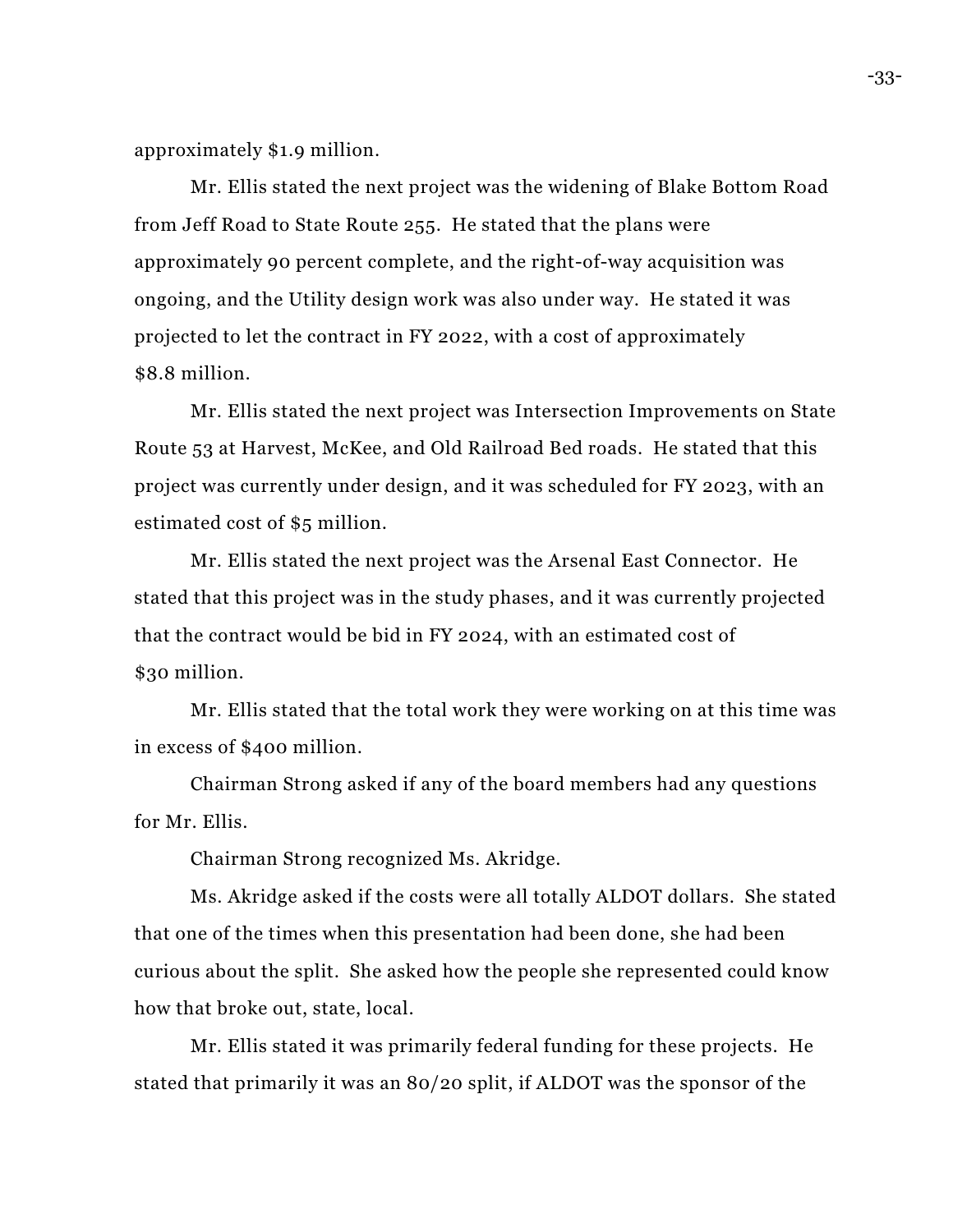approximately $1.9 million.

Mr. Ellis stated the next project was the widening of Blake Bottom Road from Jeff Road to State Route 255. He stated that the plans were approximately 90 percent complete, and the right-of-way acquisition was ongoing, and the Utility design work was also under way. He stated it was projected to let the contract in FY 2022, with a cost of approximately $8.8 million.

Mr. Ellis stated the next project was Intersection Improvements on State Route 53 at Harvest, McKee, and Old Railroad Bed roads. He stated that this project was currently under design, and it was scheduled for FY 2023, with an estimated cost of $5 million.

Mr. Ellis stated the next project was the Arsenal East Connector. He stated that this project was in the study phases, and it was currently projected that the contract would be bid in FY 2024, with an estimated cost of $30 million.

Mr. Ellis stated that the total work they were working on at this time was in excess of $400 million.

Chairman Strong asked if any of the board members had any questions for Mr. Ellis.

Chairman Strong recognized Ms. Akridge.

Ms. Akridge asked if the costs were all totally ALDOT dollars. She stated that one of the times when this presentation had been done, she had been curious about the split. She asked how the people she represented could know how that broke out, state, local.

Mr. Ellis stated it was primarily federal funding for these projects. He stated that primarily it was an 80/20 split, if ALDOT was the sponsor of the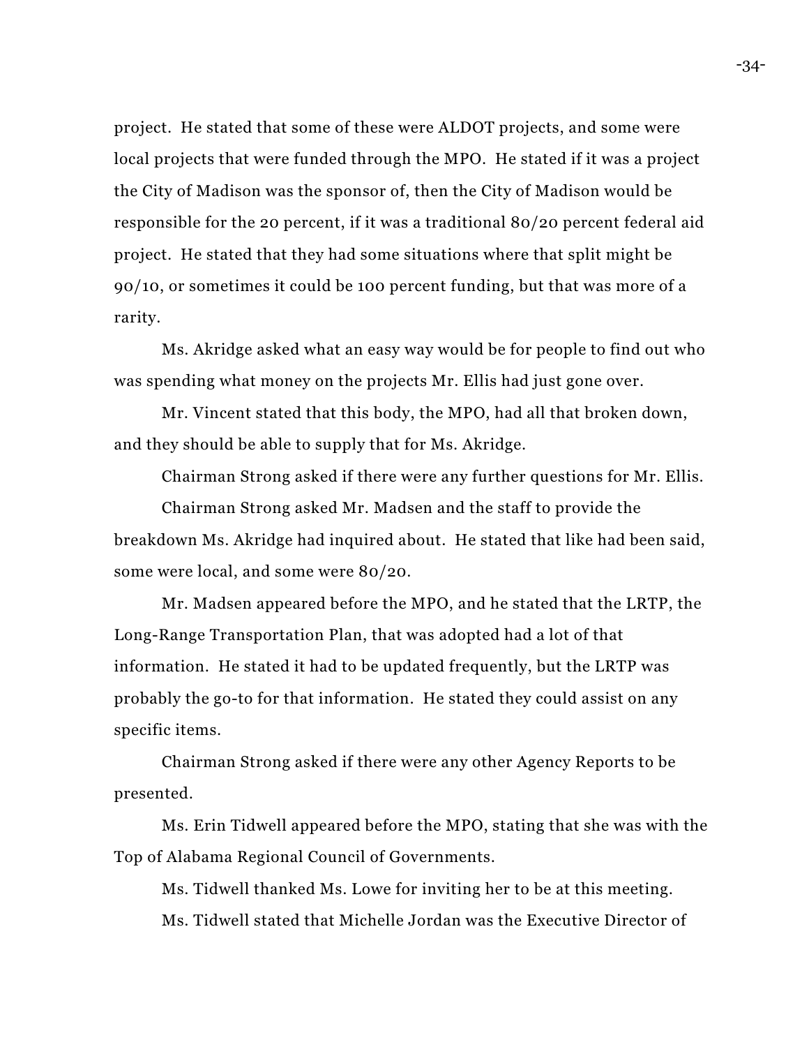project. He stated that some of these were ALDOT projects, and some were local projects that were funded through the MPO. He stated if it was a project the City of Madison was the sponsor of, then the City of Madison would be responsible for the 20 percent, if it was a traditional 80/20 percent federal aid project. He stated that they had some situations where that split might be 90/10, or sometimes it could be 100 percent funding, but that was more of a rarity.

Ms. Akridge asked what an easy way would be for people to find out who was spending what money on the projects Mr. Ellis had just gone over.

Mr. Vincent stated that this body, the MPO, had all that broken down, and they should be able to supply that for Ms. Akridge.

Chairman Strong asked if there were any further questions for Mr. Ellis.

Chairman Strong asked Mr. Madsen and the staff to provide the breakdown Ms. Akridge had inquired about. He stated that like had been said, some were local, and some were 80/20.

Mr. Madsen appeared before the MPO, and he stated that the LRTP, the Long-Range Transportation Plan, that was adopted had a lot of that information. He stated it had to be updated frequently, but the LRTP was probably the go-to for that information. He stated they could assist on any specific items.

Chairman Strong asked if there were any other Agency Reports to be presented.

Ms. Erin Tidwell appeared before the MPO, stating that she was with the Top of Alabama Regional Council of Governments.

Ms. Tidwell thanked Ms. Lowe for inviting her to be at this meeting.

Ms. Tidwell stated that Michelle Jordan was the Executive Director of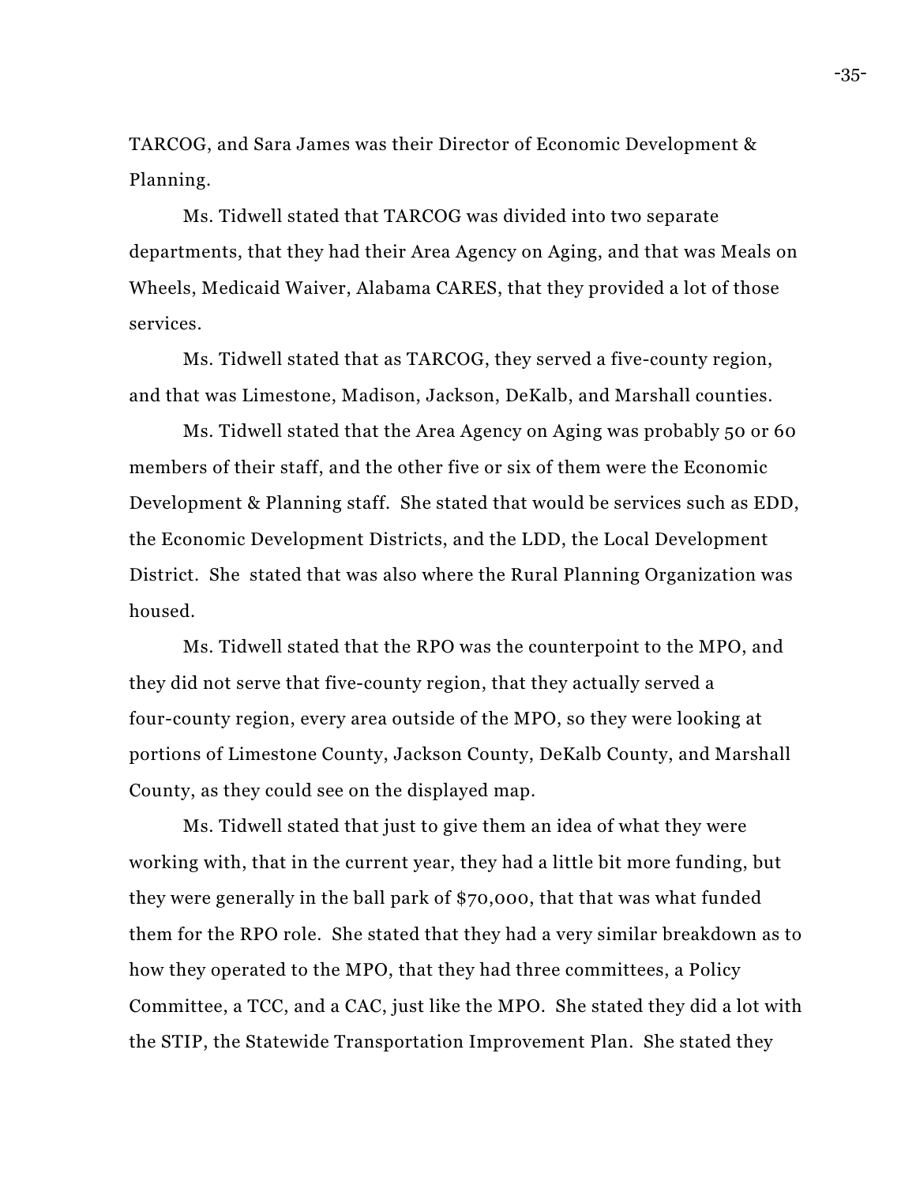TARCOG, and Sara James was their Director of Economic Development & Planning.

Ms. Tidwell stated that TARCOG was divided into two separate departments, that they had their Area Agency on Aging, and that was Meals on Wheels, Medicaid Waiver, Alabama CARES, that they provided a lot of those services.

Ms. Tidwell stated that as TARCOG, they served a five-county region, and that was Limestone, Madison, Jackson, DeKalb, and Marshall counties.

Ms. Tidwell stated that the Area Agency on Aging was probably 50 or 60 members of their staff, and the other five or six of them were the Economic Development & Planning staff. She stated that would be services such as EDD, the Economic Development Districts, and the LDD, the Local Development District. She stated that was also where the Rural Planning Organization was housed.

Ms. Tidwell stated that the RPO was the counterpoint to the MPO, and they did not serve that five-county region, that they actually served a four-county region, every area outside of the MPO, so they were looking at portions of Limestone County, Jackson County, DeKalb County, and Marshall County, as they could see on the displayed map.

Ms. Tidwell stated that just to give them an idea of what they were working with, that in the current year, they had a little bit more funding, but they were generally in the ball park of $70,000, that that was what funded them for the RPO role. She stated that they had a very similar breakdown as to how they operated to the MPO, that they had three committees, a Policy Committee, a TCC, and a CAC, just like the MPO. She stated they did a lot with the STIP, the Statewide Transportation Improvement Plan. She stated they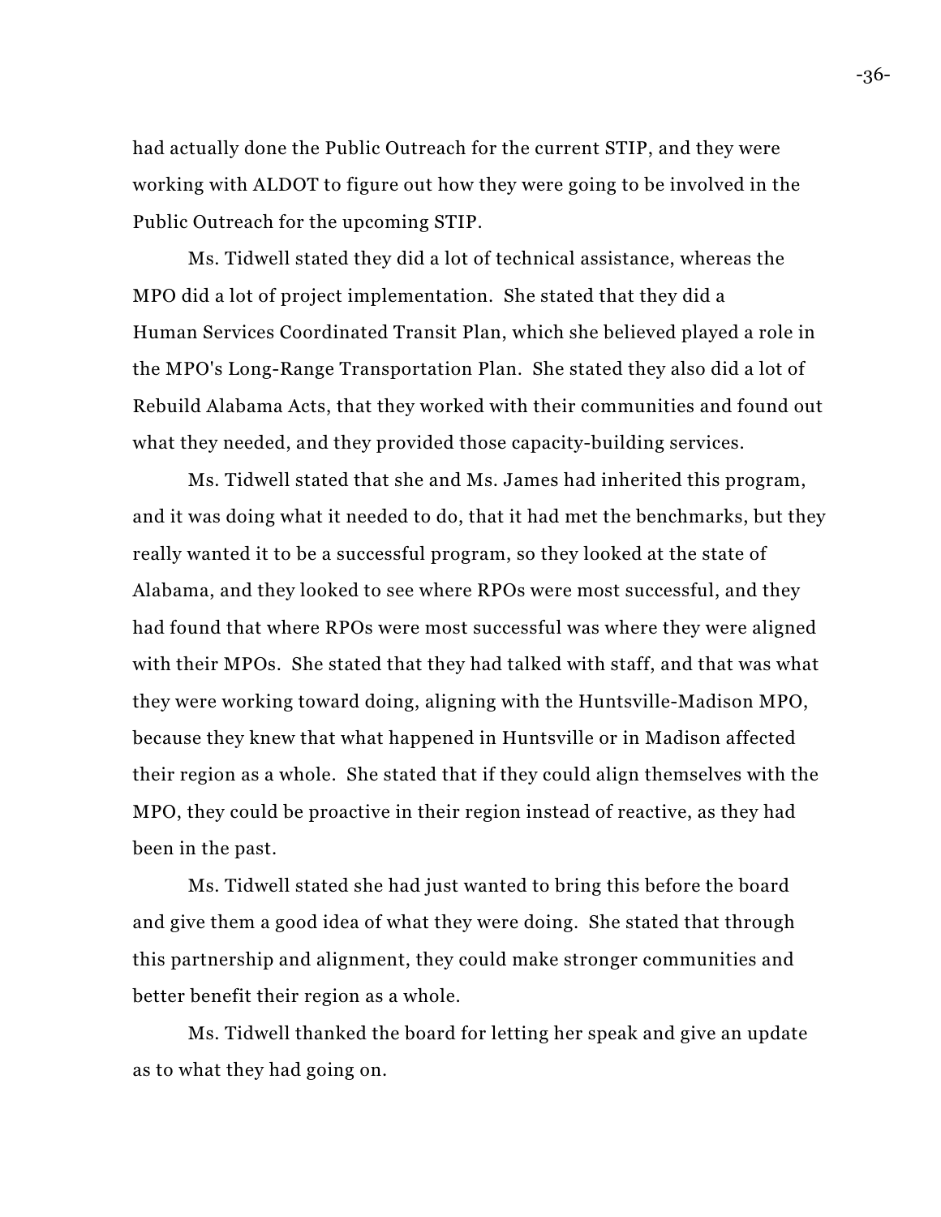had actually done the Public Outreach for the current STIP, and they were working with ALDOT to figure out how they were going to be involved in the Public Outreach for the upcoming STIP.

Ms. Tidwell stated they did a lot of technical assistance, whereas the MPO did a lot of project implementation. She stated that they did a Human Services Coordinated Transit Plan, which she believed played a role in the MPO's Long-Range Transportation Plan. She stated they also did a lot of Rebuild Alabama Acts, that they worked with their communities and found out what they needed, and they provided those capacity-building services.

Ms. Tidwell stated that she and Ms. James had inherited this program, and it was doing what it needed to do, that it had met the benchmarks, but they really wanted it to be a successful program, so they looked at the state of Alabama, and they looked to see where RPOs were most successful, and they had found that where RPOs were most successful was where they were aligned with their MPOs. She stated that they had talked with staff, and that was what they were working toward doing, aligning with the Huntsville-Madison MPO, because they knew that what happened in Huntsville or in Madison affected their region as a whole. She stated that if they could align themselves with the MPO, they could be proactive in their region instead of reactive, as they had been in the past.

Ms. Tidwell stated she had just wanted to bring this before the board and give them a good idea of what they were doing. She stated that through this partnership and alignment, they could make stronger communities and better benefit their region as a whole.

Ms. Tidwell thanked the board for letting her speak and give an update as to what they had going on.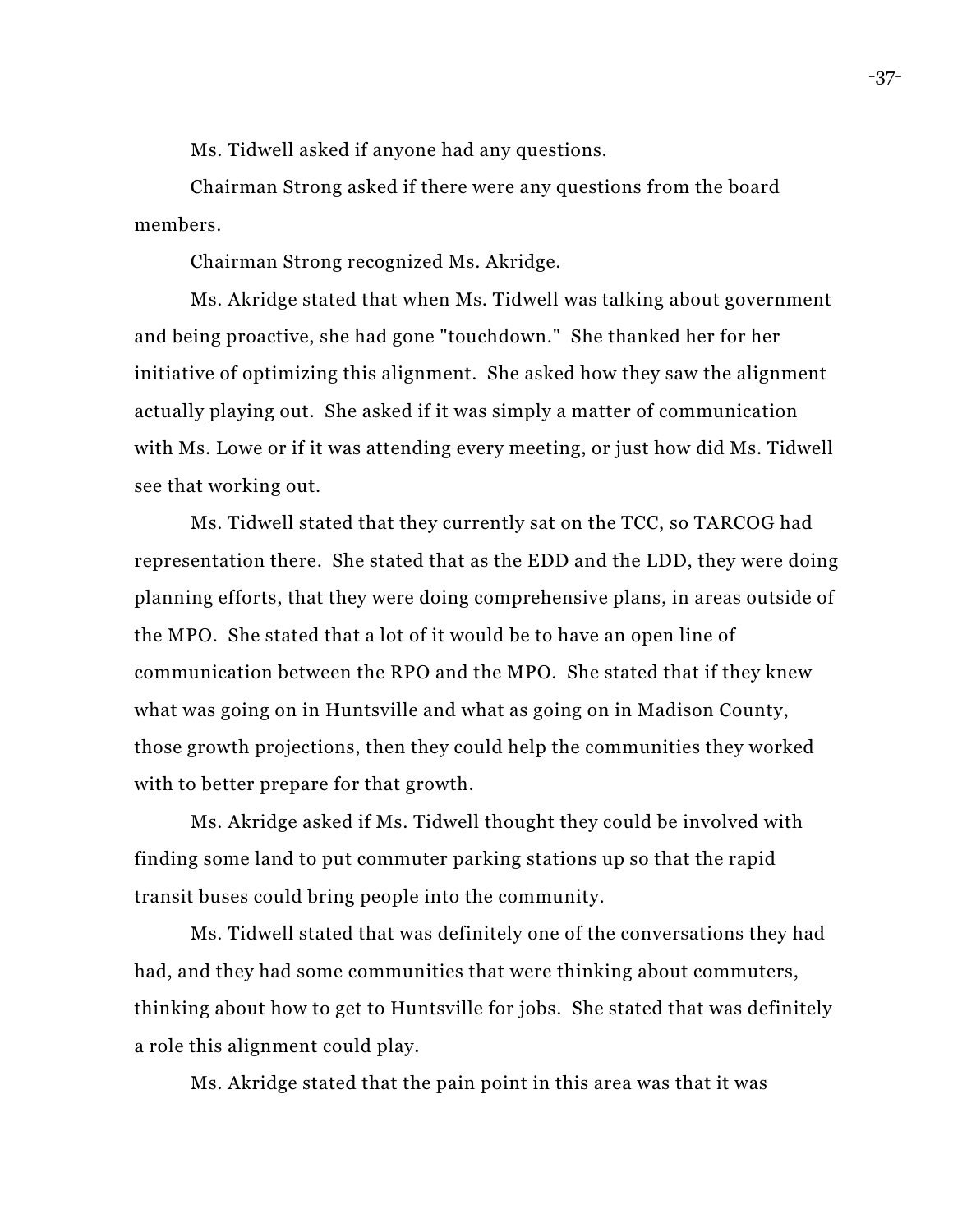Ms. Tidwell asked if anyone had any questions.

Chairman Strong asked if there were any questions from the board members.

Chairman Strong recognized Ms. Akridge.

Ms. Akridge stated that when Ms. Tidwell was talking about government and being proactive, she had gone "touchdown." She thanked her for her initiative of optimizing this alignment. She asked how they saw the alignment actually playing out. She asked if it was simply a matter of communication with Ms. Lowe or if it was attending every meeting, or just how did Ms. Tidwell see that working out.

Ms. Tidwell stated that they currently sat on the TCC, so TARCOG had representation there. She stated that as the EDD and the LDD, they were doing planning efforts, that they were doing comprehensive plans, in areas outside of the MPO. She stated that a lot of it would be to have an open line of communication between the RPO and the MPO. She stated that if they knew what was going on in Huntsville and what as going on in Madison County, those growth projections, then they could help the communities they worked with to better prepare for that growth.

Ms. Akridge asked if Ms. Tidwell thought they could be involved with finding some land to put commuter parking stations up so that the rapid transit buses could bring people into the community.

Ms. Tidwell stated that was definitely one of the conversations they had had, and they had some communities that were thinking about commuters, thinking about how to get to Huntsville for jobs. She stated that was definitely a role this alignment could play.

Ms. Akridge stated that the pain point in this area was that it was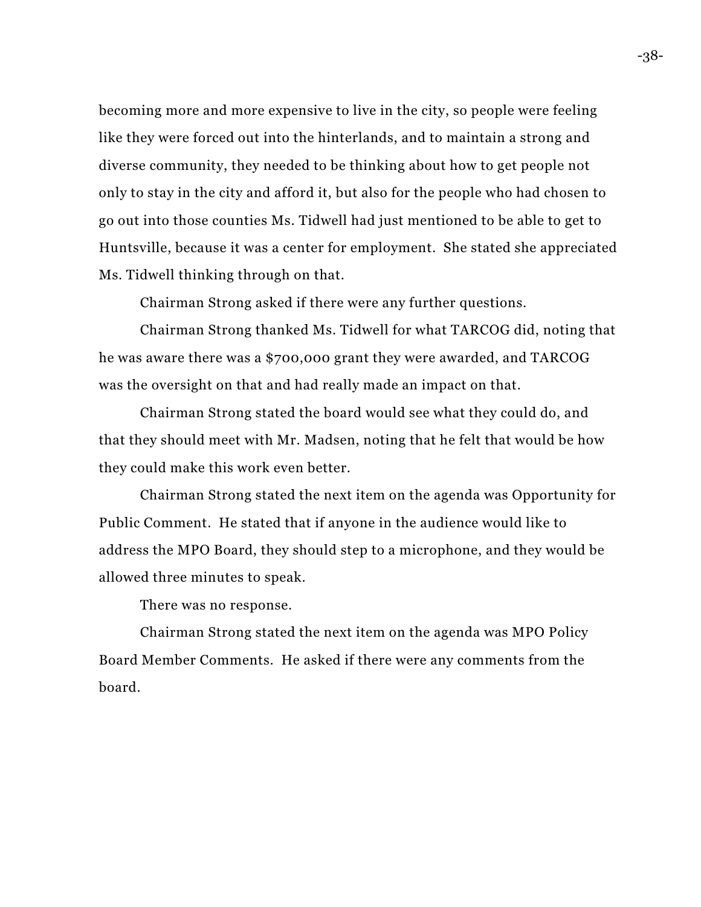becoming more and more expensive to live in the city, so people were feeling like they were forced out into the hinterlands, and to maintain a strong and diverse community, they needed to be thinking about how to get people not only to stay in the city and afford it, but also for the people who had chosen to go out into those counties Ms. Tidwell had just mentioned to be able to get to Huntsville, because it was a center for employment. She stated she appreciated Ms. Tidwell thinking through on that.

Chairman Strong asked if there were any further questions.

Chairman Strong thanked Ms. Tidwell for what TARCOG did, noting that he was aware there was a $700,000 grant they were awarded, and TARCOG was the oversight on that and had really made an impact on that.

Chairman Strong stated the board would see what they could do, and that they should meet with Mr. Madsen, noting that he felt that would be how they could make this work even better.

Chairman Strong stated the next item on the agenda was Opportunity for Public Comment. He stated that if anyone in the audience would like to address the MPO Board, they should step to a microphone, and they would be allowed three minutes to speak.

There was no response.

Chairman Strong stated the next item on the agenda was MPO Policy Board Member Comments. He asked if there were any comments from the board.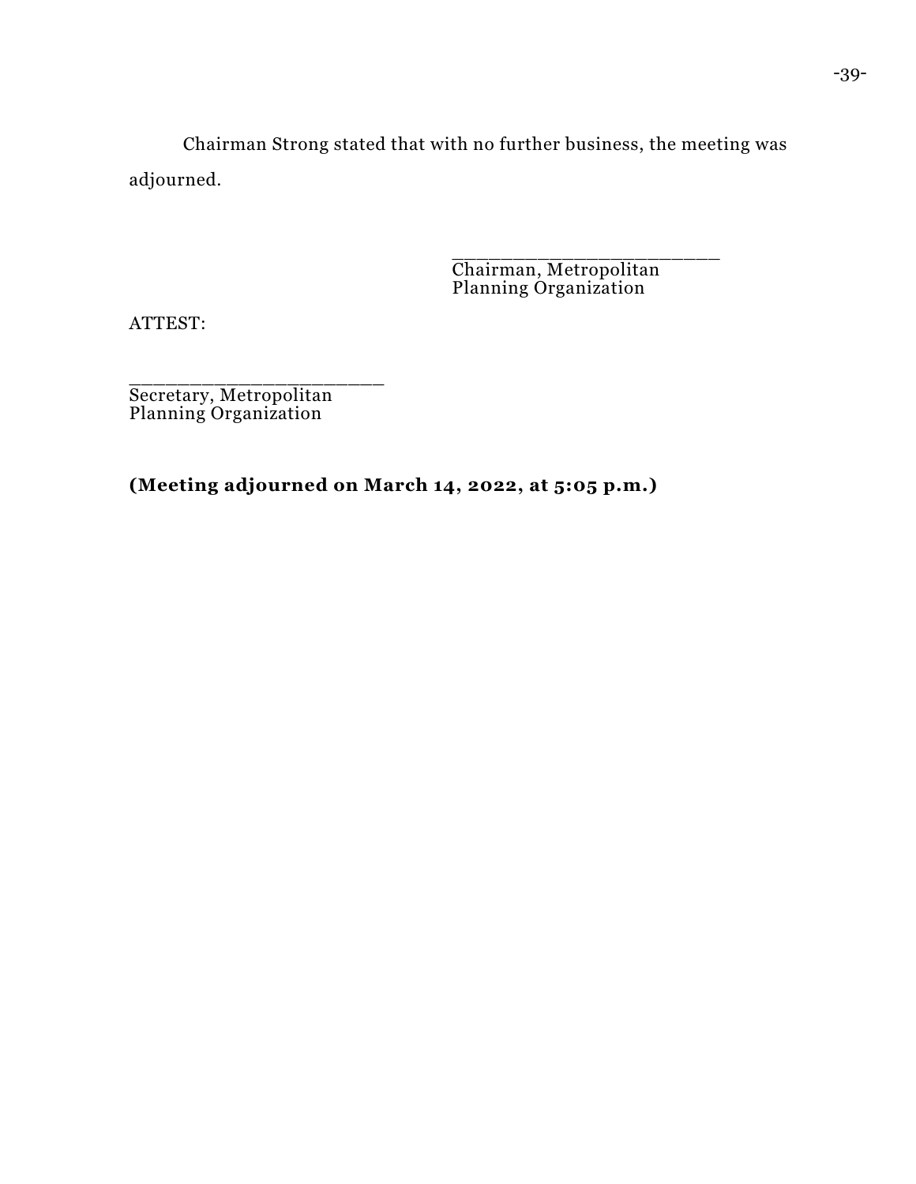Chairman Strong stated that with no further business, the meeting was adjourned.

_________________________
Chairman, Metropolitan
Planning Organization

ATTEST:

_________________________
Secretary, Metropolitan
Planning Organization

**(Meeting adjourned on March 14, 2022, at 5:05 p.m.)**